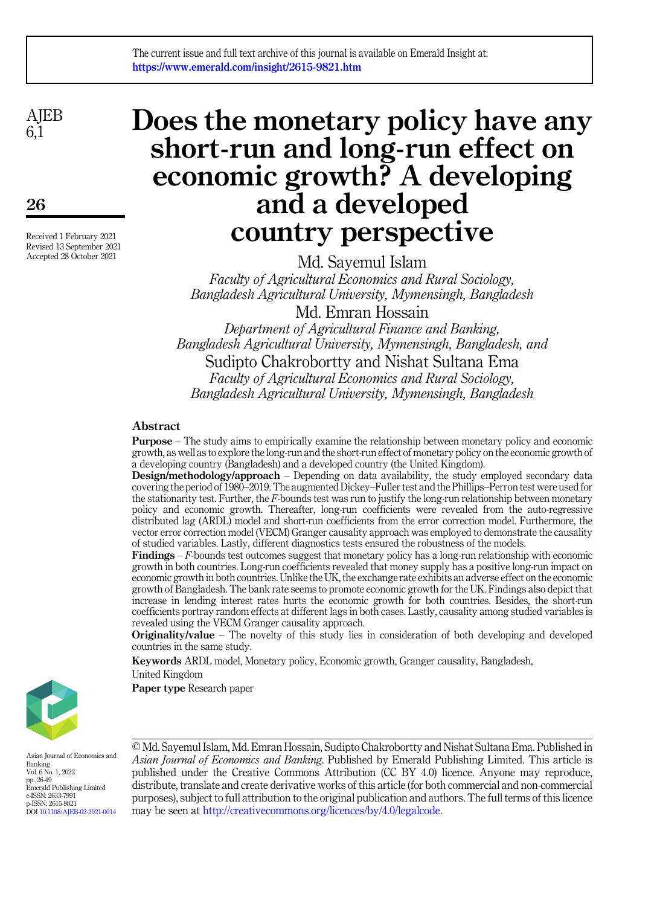# Does the monetary policy have any short-run and long-run effect on economic growth? A developing and a developed country perspective

Received 1 February 2021
Revised 13 September 2021
Accepted 28 October 2021

Md. Sayemul Islam
*Faculty of Agricultural Economics and Rural Sociology, Bangladesh Agricultural University, Mymensingh, Bangladesh*

Md. Emran Hossain
*Department of Agricultural Finance and Banking, Bangladesh Agricultural University, Mymensingh, Bangladesh, and*

Sudipto Chakrobortty and Nishat Sultana Ema
*Faculty of Agricultural Economics and Rural Sociology, Bangladesh Agricultural University, Mymensingh, Bangladesh*

## Abstract

**Purpose** – The study aims to empirically examine the relationship between monetary policy and economic growth, as well as to explore the long-run and the short-run effect of monetary policy on the economic growth of a developing country (Bangladesh) and a developed country (the United Kingdom).

**Design/methodology/approach** – Depending on data availability, the study employed secondary data covering the period of 1980–2019. The augmented Dickey–Fuller test and the Phillips–Perron test were used for the stationarity test. Further, the *F*-bounds test was run to justify the long-run relationship between monetary policy and economic growth. Thereafter, long-run coefficients were revealed from the auto-regressive distributed lag (ARDL) model and short-run coefficients from the error correction model. Furthermore, the vector error correction model (VECM) Granger causality approach was employed to demonstrate the causality of studied variables. Lastly, different diagnostics tests ensured the robustness of the models.

**Findings** – *F*-bounds test outcomes suggest that monetary policy has a long-run relationship with economic growth in both countries. Long-run coefficients revealed that money supply has a positive long-run impact on economic growth in both countries. Unlike the UK, the exchange rate exhibits an adverse effect on the economic growth of Bangladesh. The bank rate seems to promote economic growth for the UK. Findings also depict that increase in lending interest rates hurts the economic growth for both countries. Besides, the short-run coefficients portray random effects at different lags in both cases. Lastly, causality among studied variables is revealed using the VECM Granger causality approach.

**Originality/value** – The novelty of this study lies in consideration of both developing and developed countries in the same study.

**Keywords** ARDL model, Monetary policy, Economic growth, Granger causality, Bangladesh, United Kingdom

**Paper type** Research paper

© Md. Sayemul Islam, Md. Emran Hossain, Sudipto Chakrobortty and Nishat Sultana Ema. Published in *Asian Journal of Economics and Banking*. Published by Emerald Publishing Limited. This article is published under the Creative Commons Attribution (CC BY 4.0) licence. Anyone may reproduce, distribute, translate and create derivative works of this article (for both commercial and non-commercial purposes), subject to full attribution to the original publication and authors. The full terms of this licence may be seen at http://creativecommons.org/licences/by/4.0/legalcode.

Asian Journal of Economics and Banking
Vol. 6 No. 1, 2022
pp. 26-49
Emerald Publishing Limited
e-ISSN: 2633-7991
p-ISSN: 2615-9821
DOI 10.1108/AJEB-02-2021-0014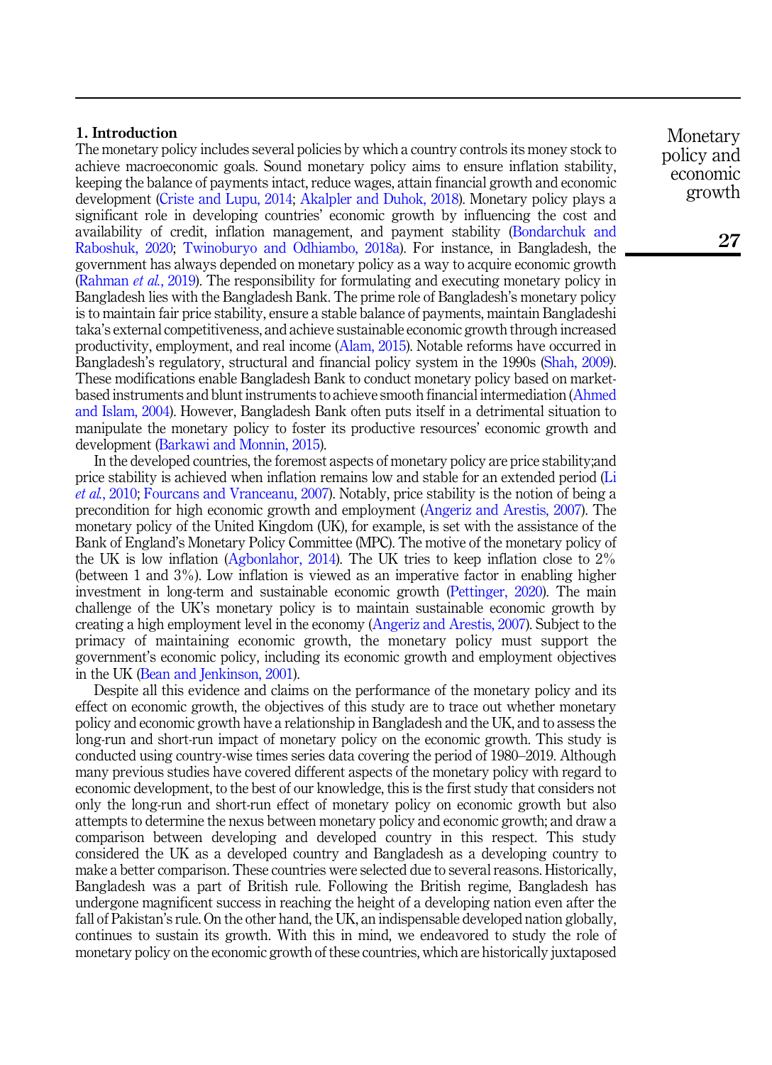## 1. Introduction

The monetary policy includes several policies by which a country controls its money stock to achieve macroeconomic goals. Sound monetary policy aims to ensure inflation stability, keeping the balance of payments intact, reduce wages, attain financial growth and economic development (Criste and Lupu, 2014; Akalpler and Duhok, 2018). Monetary policy plays a significant role in developing countries' economic growth by influencing the cost and availability of credit, inflation management, and payment stability (Bondarchuk and Raboshuk, 2020; Twinoburyo and Odhiambo, 2018a). For instance, in Bangladesh, the government has always depended on monetary policy as a way to acquire economic growth (Rahman *et al.*, 2019). The responsibility for formulating and executing monetary policy in Bangladesh lies with the Bangladesh Bank. The prime role of Bangladesh's monetary policy is to maintain fair price stability, ensure a stable balance of payments, maintain Bangladeshi taka's external competitiveness, and achieve sustainable economic growth through increased productivity, employment, and real income (Alam, 2015). Notable reforms have occurred in Bangladesh's regulatory, structural and financial policy system in the 1990s (Shah, 2009). These modifications enable Bangladesh Bank to conduct monetary policy based on market-based instruments and blunt instruments to achieve smooth financial intermediation (Ahmed and Islam, 2004). However, Bangladesh Bank often puts itself in a detrimental situation to manipulate the monetary policy to foster its productive resources' economic growth and development (Barkawi and Monnin, 2015).

In the developed countries, the foremost aspects of monetary policy are price stability;and price stability is achieved when inflation remains low and stable for an extended period (Li *et al.*, 2010; Fourcans and Vranceanu, 2007). Notably, price stability is the notion of being a precondition for high economic growth and employment (Angeriz and Arestis, 2007). The monetary policy of the United Kingdom (UK), for example, is set with the assistance of the Bank of England's Monetary Policy Committee (MPC). The motive of the monetary policy of the UK is low inflation (Agbonlahor, 2014). The UK tries to keep inflation close to 2% (between 1 and 3%). Low inflation is viewed as an imperative factor in enabling higher investment in long-term and sustainable economic growth (Pettinger, 2020). The main challenge of the UK's monetary policy is to maintain sustainable economic growth by creating a high employment level in the economy (Angeriz and Arestis, 2007). Subject to the primacy of maintaining economic growth, the monetary policy must support the government's economic policy, including its economic growth and employment objectives in the UK (Bean and Jenkinson, 2001).

Despite all this evidence and claims on the performance of the monetary policy and its effect on economic growth, the objectives of this study are to trace out whether monetary policy and economic growth have a relationship in Bangladesh and the UK, and to assess the long-run and short-run impact of monetary policy on the economic growth. This study is conducted using country-wise times series data covering the period of 1980–2019. Although many previous studies have covered different aspects of the monetary policy with regard to economic development, to the best of our knowledge, this is the first study that considers not only the long-run and short-run effect of monetary policy on economic growth but also attempts to determine the nexus between monetary policy and economic growth; and draw a comparison between developing and developed country in this respect. This study considered the UK as a developed country and Bangladesh as a developing country to make a better comparison. These countries were selected due to several reasons. Historically, Bangladesh was a part of British rule. Following the British regime, Bangladesh has undergone magnificent success in reaching the height of a developing nation even after the fall of Pakistan's rule. On the other hand, the UK, an indispensable developed nation globally, continues to sustain its growth. With this in mind, we endeavored to study the role of monetary policy on the economic growth of these countries, which are historically juxtaposed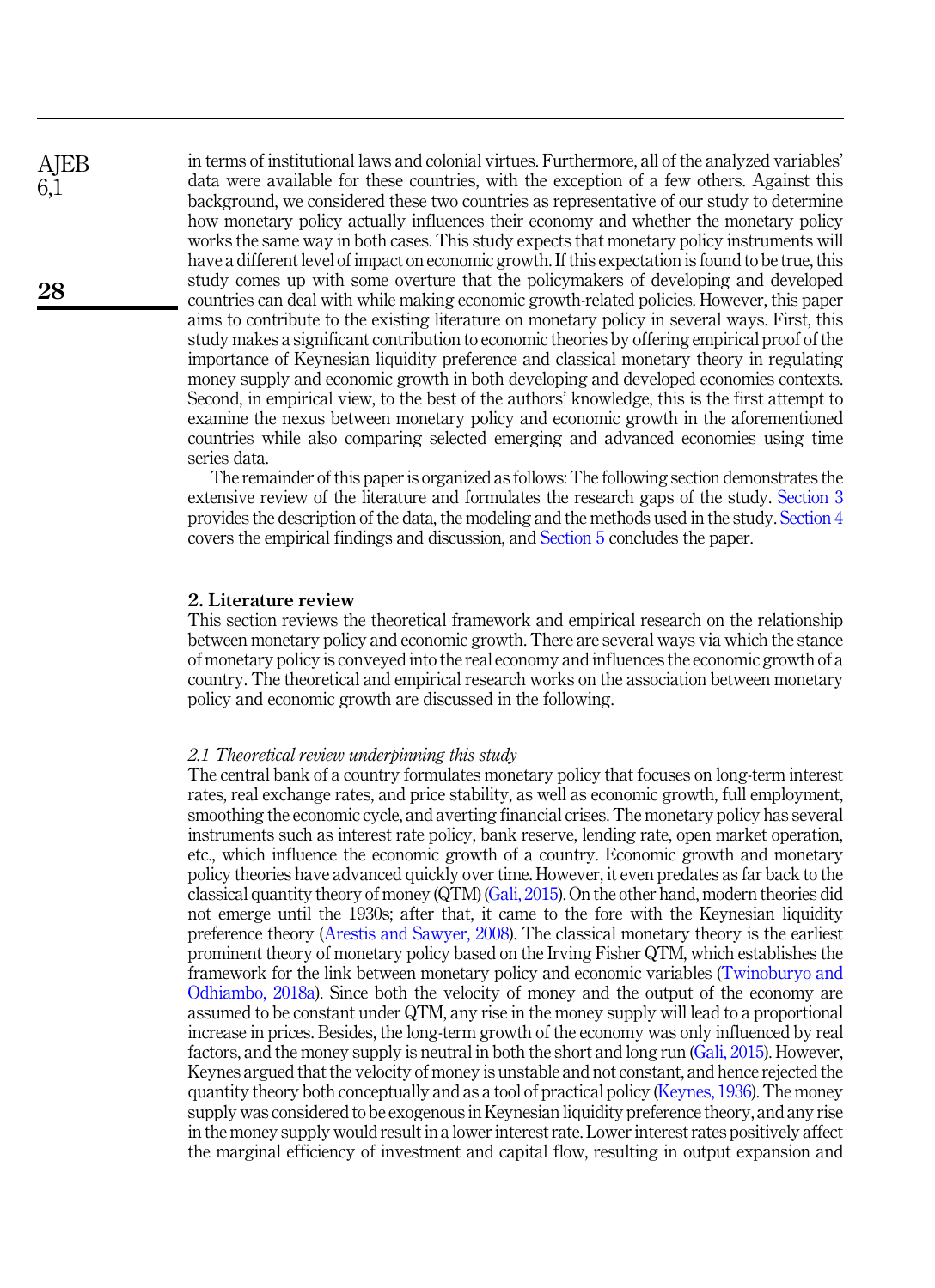in terms of institutional laws and colonial virtues. Furthermore, all of the analyzed variables' data were available for these countries, with the exception of a few others. Against this background, we considered these two countries as representative of our study to determine how monetary policy actually influences their economy and whether the monetary policy works the same way in both cases. This study expects that monetary policy instruments will have a different level of impact on economic growth. If this expectation is found to be true, this study comes up with some overture that the policymakers of developing and developed countries can deal with while making economic growth-related policies. However, this paper aims to contribute to the existing literature on monetary policy in several ways. First, this study makes a significant contribution to economic theories by offering empirical proof of the importance of Keynesian liquidity preference and classical monetary theory in regulating money supply and economic growth in both developing and developed economies contexts. Second, in empirical view, to the best of the authors' knowledge, this is the first attempt to examine the nexus between monetary policy and economic growth in the aforementioned countries while also comparing selected emerging and advanced economies using time series data.

The remainder of this paper is organized as follows: The following section demonstrates the extensive review of the literature and formulates the research gaps of the study. Section 3 provides the description of the data, the modeling and the methods used in the study. Section 4 covers the empirical findings and discussion, and Section 5 concludes the paper.

## 2. Literature review

This section reviews the theoretical framework and empirical research on the relationship between monetary policy and economic growth. There are several ways via which the stance of monetary policy is conveyed into the real economy and influences the economic growth of a country. The theoretical and empirical research works on the association between monetary policy and economic growth are discussed in the following.

### *2.1 Theoretical review underpinning this study*

The central bank of a country formulates monetary policy that focuses on long-term interest rates, real exchange rates, and price stability, as well as economic growth, full employment, smoothing the economic cycle, and averting financial crises. The monetary policy has several instruments such as interest rate policy, bank reserve, lending rate, open market operation, etc., which influence the economic growth of a country. Economic growth and monetary policy theories have advanced quickly over time. However, it even predates as far back to the classical quantity theory of money (QTM) (Gali, 2015). On the other hand, modern theories did not emerge until the 1930s; after that, it came to the fore with the Keynesian liquidity preference theory (Arestis and Sawyer, 2008). The classical monetary theory is the earliest prominent theory of monetary policy based on the Irving Fisher QTM, which establishes the framework for the link between monetary policy and economic variables (Twinoburyo and Odhiambo, 2018a). Since both the velocity of money and the output of the economy are assumed to be constant under QTM, any rise in the money supply will lead to a proportional increase in prices. Besides, the long-term growth of the economy was only influenced by real factors, and the money supply is neutral in both the short and long run (Gali, 2015). However, Keynes argued that the velocity of money is unstable and not constant, and hence rejected the quantity theory both conceptually and as a tool of practical policy (Keynes, 1936). The money supply was considered to be exogenous in Keynesian liquidity preference theory, and any rise in the money supply would result in a lower interest rate. Lower interest rates positively affect the marginal efficiency of investment and capital flow, resulting in output expansion and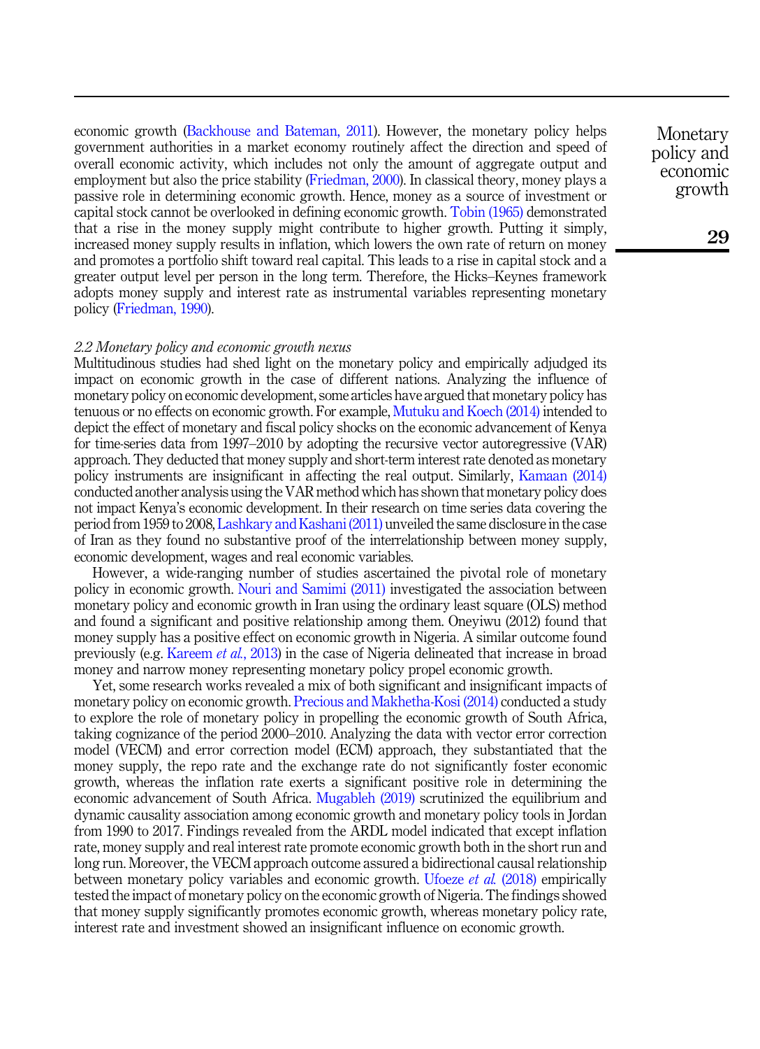economic growth (Backhouse and Bateman, 2011). However, the monetary policy helps government authorities in a market economy routinely affect the direction and speed of overall economic activity, which includes not only the amount of aggregate output and employment but also the price stability (Friedman, 2000). In classical theory, money plays a passive role in determining economic growth. Hence, money as a source of investment or capital stock cannot be overlooked in defining economic growth. Tobin (1965) demonstrated that a rise in the money supply might contribute to higher growth. Putting it simply, increased money supply results in inflation, which lowers the own rate of return on money and promotes a portfolio shift toward real capital. This leads to a rise in capital stock and a greater output level per person in the long term. Therefore, the Hicks–Keynes framework adopts money supply and interest rate as instrumental variables representing monetary policy (Friedman, 1990).

### *2.2 Monetary policy and economic growth nexus*

Multitudinous studies had shed light on the monetary policy and empirically adjudged its impact on economic growth in the case of different nations. Analyzing the influence of monetary policy on economic development, some articles have argued that monetary policy has tenuous or no effects on economic growth. For example, Mutuku and Koech (2014) intended to depict the effect of monetary and fiscal policy shocks on the economic advancement of Kenya for time-series data from 1997–2010 by adopting the recursive vector autoregressive (VAR) approach. They deducted that money supply and short-term interest rate denoted as monetary policy instruments are insignificant in affecting the real output. Similarly, Kamaan (2014) conducted another analysis using the VAR method which has shown that monetary policy does not impact Kenya's economic development. In their research on time series data covering the period from 1959 to 2008, Lashkary and Kashani (2011) unveiled the same disclosure in the case of Iran as they found no substantive proof of the interrelationship between money supply, economic development, wages and real economic variables.

However, a wide-ranging number of studies ascertained the pivotal role of monetary policy in economic growth. Nouri and Samimi (2011) investigated the association between monetary policy and economic growth in Iran using the ordinary least square (OLS) method and found a significant and positive relationship among them. Oneyiwu (2012) found that money supply has a positive effect on economic growth in Nigeria. A similar outcome found previously (e.g. Kareem *et al.*, 2013) in the case of Nigeria delineated that increase in broad money and narrow money representing monetary policy propel economic growth.

Yet, some research works revealed a mix of both significant and insignificant impacts of monetary policy on economic growth. Precious and Makhetha-Kosi (2014) conducted a study to explore the role of monetary policy in propelling the economic growth of South Africa, taking cognizance of the period 2000–2010. Analyzing the data with vector error correction model (VECM) and error correction model (ECM) approach, they substantiated that the money supply, the repo rate and the exchange rate do not significantly foster economic growth, whereas the inflation rate exerts a significant positive role in determining the economic advancement of South Africa. Mugableh (2019) scrutinized the equilibrium and dynamic causality association among economic growth and monetary policy tools in Jordan from 1990 to 2017. Findings revealed from the ARDL model indicated that except inflation rate, money supply and real interest rate promote economic growth both in the short run and long run. Moreover, the VECM approach outcome assured a bidirectional causal relationship between monetary policy variables and economic growth. Ufoeze *et al.* (2018) empirically tested the impact of monetary policy on the economic growth of Nigeria. The findings showed that money supply significantly promotes economic growth, whereas monetary policy rate, interest rate and investment showed an insignificant influence on economic growth.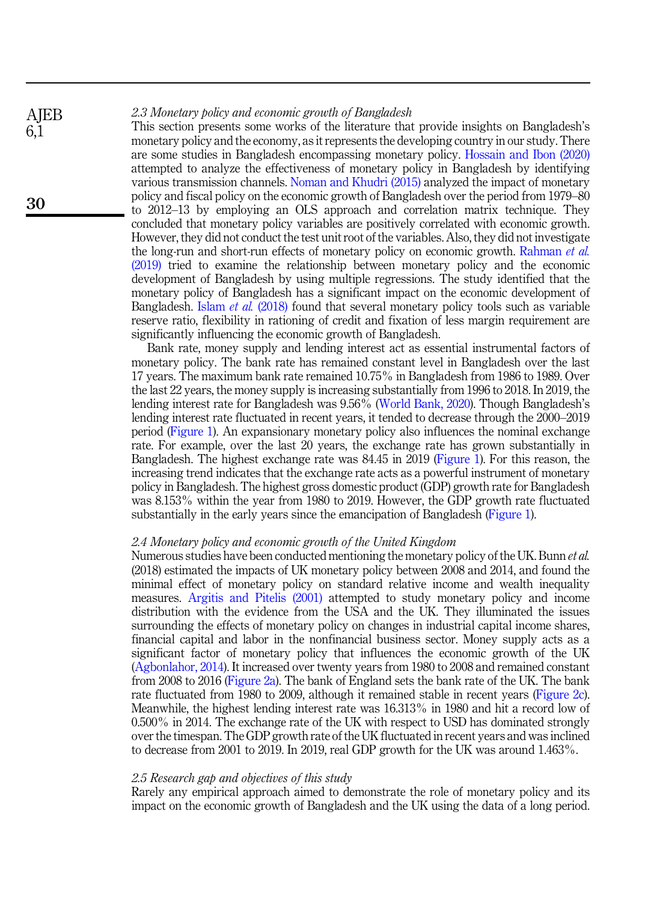### 2.3 Monetary policy and economic growth of Bangladesh

This section presents some works of the literature that provide insights on Bangladesh's monetary policy and the economy, as it represents the developing country in our study. There are some studies in Bangladesh encompassing monetary policy. Hossain and Ibon (2020) attempted to analyze the effectiveness of monetary policy in Bangladesh by identifying various transmission channels. Noman and Khudri (2015) analyzed the impact of monetary policy and fiscal policy on the economic growth of Bangladesh over the period from 1979–80 to 2012–13 by employing an OLS approach and correlation matrix technique. They concluded that monetary policy variables are positively correlated with economic growth. However, they did not conduct the test unit root of the variables. Also, they did not investigate the long-run and short-run effects of monetary policy on economic growth. Rahman *et al.* (2019) tried to examine the relationship between monetary policy and the economic development of Bangladesh by using multiple regressions. The study identified that the monetary policy of Bangladesh has a significant impact on the economic development of Bangladesh. Islam *et al.* (2018) found that several monetary policy tools such as variable reserve ratio, flexibility in rationing of credit and fixation of less margin requirement are significantly influencing the economic growth of Bangladesh.

Bank rate, money supply and lending interest act as essential instrumental factors of monetary policy. The bank rate has remained constant level in Bangladesh over the last 17 years. The maximum bank rate remained 10.75% in Bangladesh from 1986 to 1989. Over the last 22 years, the money supply is increasing substantially from 1996 to 2018. In 2019, the lending interest rate for Bangladesh was 9.56% (World Bank, 2020). Though Bangladesh's lending interest rate fluctuated in recent years, it tended to decrease through the 2000–2019 period (Figure 1). An expansionary monetary policy also influences the nominal exchange rate. For example, over the last 20 years, the exchange rate has grown substantially in Bangladesh. The highest exchange rate was 84.45 in 2019 (Figure 1). For this reason, the increasing trend indicates that the exchange rate acts as a powerful instrument of monetary policy in Bangladesh. The highest gross domestic product (GDP) growth rate for Bangladesh was 8.153% within the year from 1980 to 2019. However, the GDP growth rate fluctuated substantially in the early years since the emancipation of Bangladesh (Figure 1).

### 2.4 Monetary policy and economic growth of the United Kingdom

Numerous studies have been conducted mentioning the monetary policy of the UK. Bunn *et al.* (2018) estimated the impacts of UK monetary policy between 2008 and 2014, and found the minimal effect of monetary policy on standard relative income and wealth inequality measures. Argitis and Pitelis (2001) attempted to study monetary policy and income distribution with the evidence from the USA and the UK. They illuminated the issues surrounding the effects of monetary policy on changes in industrial capital income shares, financial capital and labor in the nonfinancial business sector. Money supply acts as a significant factor of monetary policy that influences the economic growth of the UK (Agbonlahor, 2014). It increased over twenty years from 1980 to 2008 and remained constant from 2008 to 2016 (Figure 2a). The bank of England sets the bank rate of the UK. The bank rate fluctuated from 1980 to 2009, although it remained stable in recent years (Figure 2c). Meanwhile, the highest lending interest rate was 16.313% in 1980 and hit a record low of 0.500% in 2014. The exchange rate of the UK with respect to USD has dominated strongly over the timespan. The GDP growth rate of the UK fluctuated in recent years and was inclined to decrease from 2001 to 2019. In 2019, real GDP growth for the UK was around 1.463%.

### 2.5 Research gap and objectives of this study

Rarely any empirical approach aimed to demonstrate the role of monetary policy and its impact on the economic growth of Bangladesh and the UK using the data of a long period.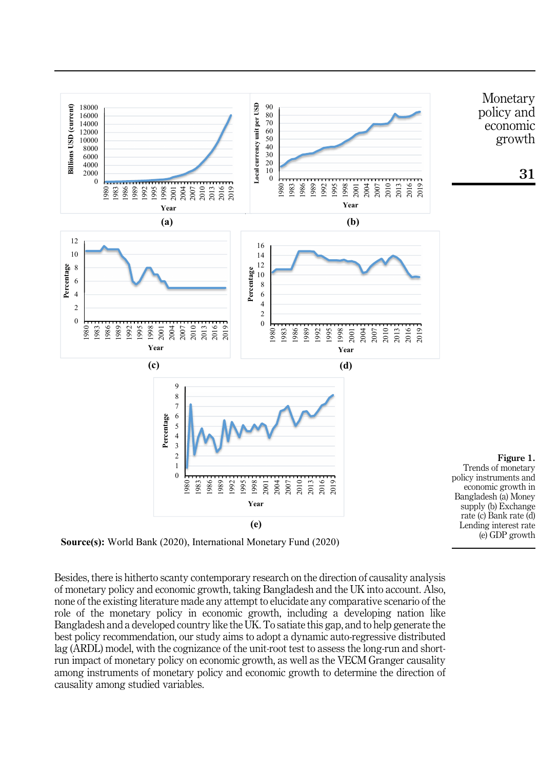Figure 1. Trends of monetary policy instruments and economic growth in Bangladesh (a) Money supply (b) Exchange rate (c) Bank rate (d) Lending interest rate (e) GDP growth

**Source(s):** World Bank (2020), International Monetary Fund (2020)

Besides, there is hitherto scanty contemporary research on the direction of causality analysis of monetary policy and economic growth, taking Bangladesh and the UK into account. Also, none of the existing literature made any attempt to elucidate any comparative scenario of the role of the monetary policy in economic growth, including a developing nation like Bangladesh and a developed country like the UK. To satiate this gap, and to help generate the best policy recommendation, our study aims to adopt a dynamic auto-regressive distributed lag (ARDL) model, with the cognizance of the unit-root test to assess the long-run and short-run impact of monetary policy on economic growth, as well as the VECM Granger causality among instruments of monetary policy and economic growth to determine the direction of causality among studied variables.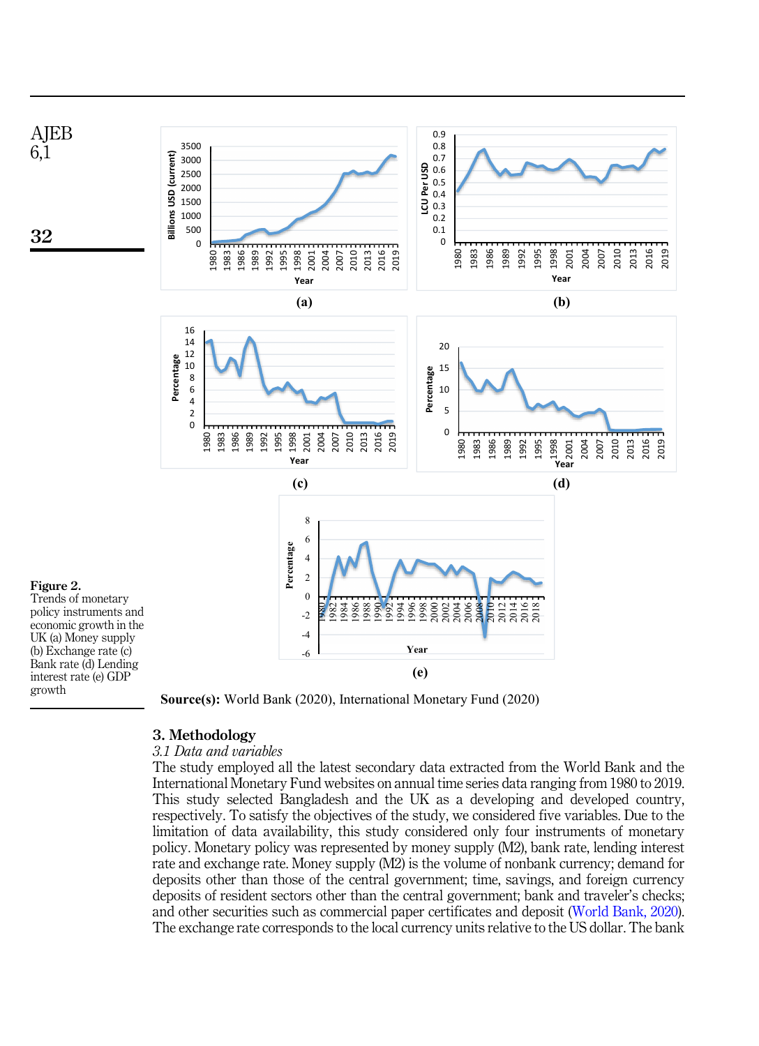Figure 2. Trends of monetary policy instruments and economic growth in the UK (a) Money supply (b) Exchange rate (c) Bank rate (d) Lending interest rate (e) GDP growth

**Source(s):** World Bank (2020), International Monetary Fund (2020)

## 3. Methodology

### *3.1 Data and variables*

The study employed all the latest secondary data extracted from the World Bank and the International Monetary Fund websites on annual time series data ranging from 1980 to 2019. This study selected Bangladesh and the UK as a developing and developed country, respectively. To satisfy the objectives of the study, we considered five variables. Due to the limitation of data availability, this study considered only four instruments of monetary policy. Monetary policy was represented by money supply (M2), bank rate, lending interest rate and exchange rate. Money supply (M2) is the volume of nonbank currency; demand for deposits other than those of the central government; time, savings, and foreign currency deposits of resident sectors other than the central government; bank and traveler's checks; and other securities such as commercial paper certificates and deposit (World Bank, 2020). The exchange rate corresponds to the local currency units relative to the US dollar. The bank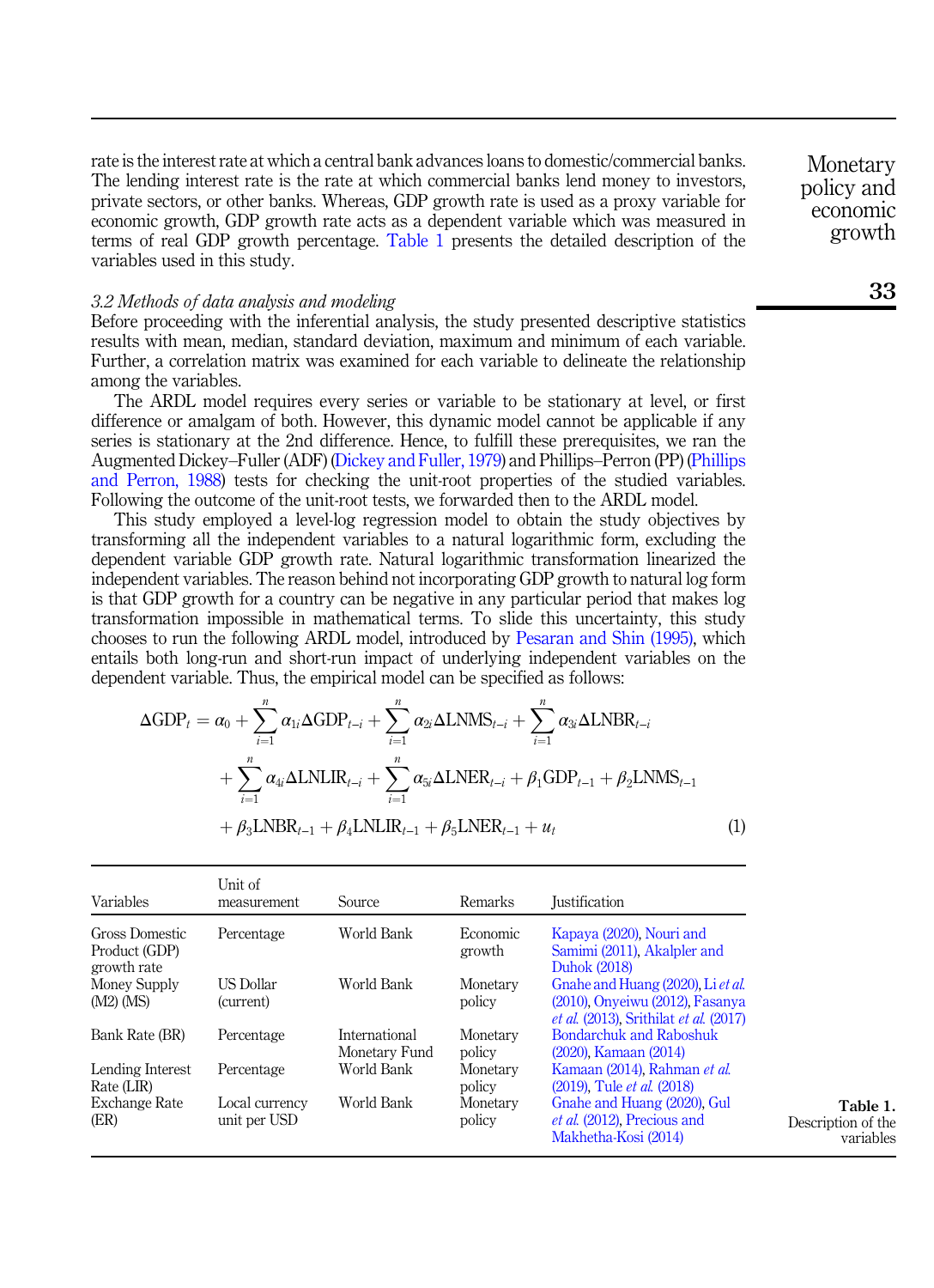rate is the interest rate at which a central bank advances loans to domestic/commercial banks. The lending interest rate is the rate at which commercial banks lend money to investors, private sectors, or other banks. Whereas, GDP growth rate is used as a proxy variable for economic growth, GDP growth rate acts as a dependent variable which was measured in terms of real GDP growth percentage. Table 1 presents the detailed description of the variables used in this study.

### 3.2 Methods of data analysis and modeling

Before proceeding with the inferential analysis, the study presented descriptive statistics results with mean, median, standard deviation, maximum and minimum of each variable. Further, a correlation matrix was examined for each variable to delineate the relationship among the variables.

The ARDL model requires every series or variable to be stationary at level, or first difference or amalgam of both. However, this dynamic model cannot be applicable if any series is stationary at the 2nd difference. Hence, to fulfill these prerequisites, we ran the Augmented Dickey–Fuller (ADF) (Dickey and Fuller, 1979) and Phillips–Perron (PP) (Phillips and Perron, 1988) tests for checking the unit-root properties of the studied variables. Following the outcome of the unit-root tests, we forwarded then to the ARDL model.

This study employed a level-log regression model to obtain the study objectives by transforming all the independent variables to a natural logarithmic form, excluding the dependent variable GDP growth rate. Natural logarithmic transformation linearized the independent variables. The reason behind not incorporating GDP growth to natural log form is that GDP growth for a country can be negative in any particular period that makes log transformation impossible in mathematical terms. To slide this uncertainty, this study chooses to run the following ARDL model, introduced by Pesaran and Shin (1995), which entails both long-run and short-run impact of underlying independent variables on the dependent variable. Thus, the empirical model can be specified as follows:

$$\Delta \text{GDP}_t = \alpha_0 + \sum_{i=1}^{n} \alpha_{1i} \Delta \text{GDP}_{t-i} + \sum_{i=1}^{n} \alpha_{2i} \Delta \text{LNMS}_{t-i} + \sum_{i=1}^{n} \alpha_{3i} \Delta \text{LNBR}_{t-i} + \sum_{i=1}^{n} \alpha_{4i} \Delta \text{LNLIR}_{t-i} + \sum_{i=1}^{n} \alpha_{5i} \Delta \text{LNER}_{t-i} + \beta_1 \text{GDP}_{t-1} + \beta_2 \text{LNMS}_{t-1} + \beta_3 \text{LNBR}_{t-1} + \beta_4 \text{LNLIR}_{t-1} + \beta_5 \text{LNER}_{t-1} + u_t \tag{1}$$

| Variables | Unit of measurement | Source | Remarks | Justification |
|---|---|---|---|---|
| Gross Domestic Product (GDP) growth rate | Percentage | World Bank | Economic growth | Kapaya (2020), Nouri and Samimi (2011), Akalpler and Duhok (2018) |
| Money Supply (M2) (MS) | US Dollar (current) | World Bank | Monetary policy | Gnahe and Huang (2020), Li *et al.* (2010), Onyeiwu (2012), Fasanya *et al.* (2013), Srithilat *et al.* (2017) |
| Bank Rate (BR) | Percentage | International Monetary Fund | Monetary policy | Bondarchuk and Raboshuk (2020), Kamaan (2014) |
| Lending Interest Rate (LIR) | Percentage | World Bank | Monetary policy | Kamaan (2014), Rahman *et al.* (2019), Tule *et al.* (2018) |
| Exchange Rate (ER) | Local currency unit per USD | World Bank | Monetary policy | Gnahe and Huang (2020), Gul *et al.* (2012), Precious and Makhetha-Kosi (2014) |

**Table 1.** Description of the variables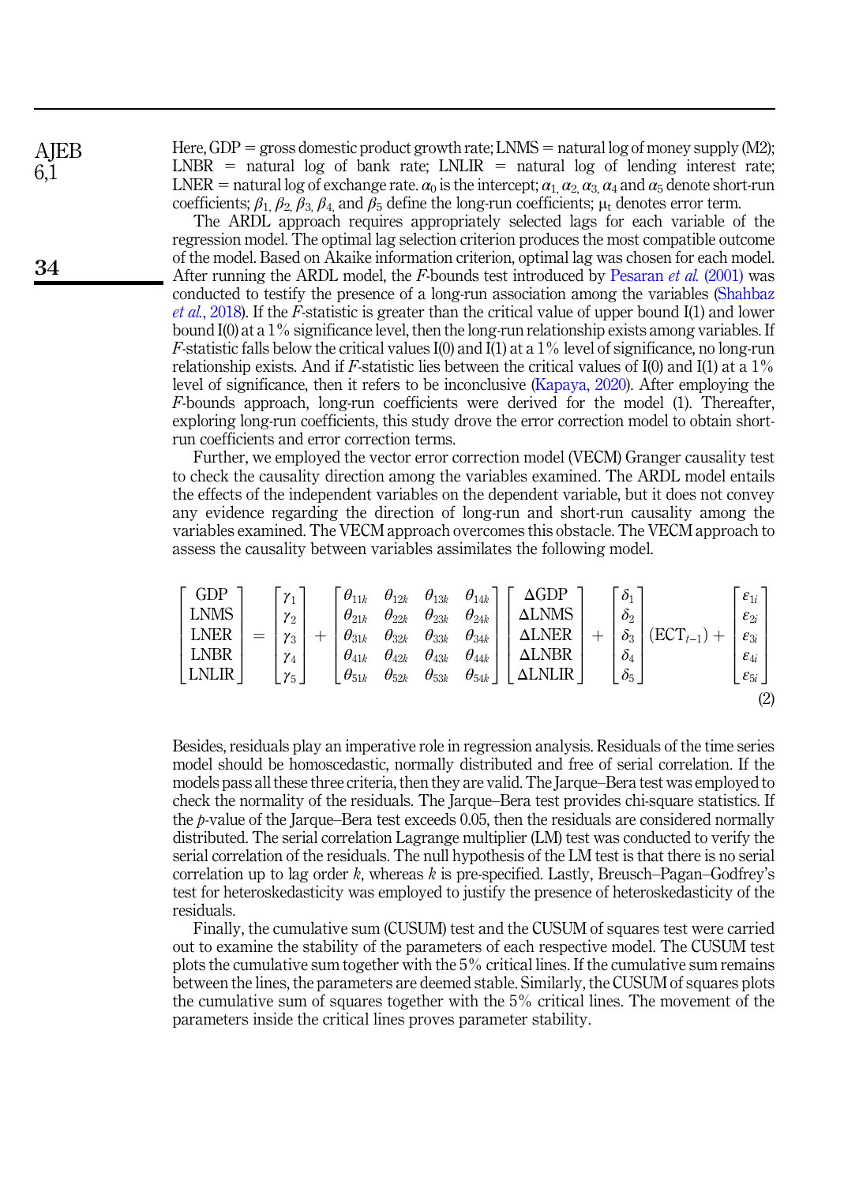Here, GDP = gross domestic product growth rate; LNMS = natural log of money supply (M2); LNBR = natural log of bank rate; LNLIR = natural log of lending interest rate; LNER = natural log of exchange rate. $\alpha_0$ is the intercept; $\alpha_1$, $\alpha_2$, $\alpha_3$, $\alpha_4$ and $\alpha_5$ denote short-run coefficients; $\beta_1$, $\beta_2$, $\beta_3$, $\beta_4$, and $\beta_5$ define the long-run coefficients; $\mu_t$ denotes error term.

The ARDL approach requires appropriately selected lags for each variable of the regression model. The optimal lag selection criterion produces the most compatible outcome of the model. Based on Akaike information criterion, optimal lag was chosen for each model. After running the ARDL model, the *F*-bounds test introduced by Pesaran *et al.* (2001) was conducted to testify the presence of a long-run association among the variables (Shahbaz *et al.*, 2018). If the *F*-statistic is greater than the critical value of upper bound I(1) and lower bound I(0) at a 1% significance level, then the long-run relationship exists among variables. If *F*-statistic falls below the critical values I(0) and I(1) at a 1% level of significance, no long-run relationship exists. And if *F*-statistic lies between the critical values of I(0) and I(1) at a 1% level of significance, then it refers to be inconclusive (Kapaya, 2020). After employing the *F*-bounds approach, long-run coefficients were derived for the model (1). Thereafter, exploring long-run coefficients, this study drove the error correction model to obtain short-run coefficients and error correction terms.

Further, we employed the vector error correction model (VECM) Granger causality test to check the causality direction among the variables examined. The ARDL model entails the effects of the independent variables on the dependent variable, but it does not convey any evidence regarding the direction of long-run and short-run causality among the variables examined. The VECM approach overcomes this obstacle. The VECM approach to assess the causality between variables assimilates the following model.

$$
\begin{bmatrix} \text{GDP} \\ \text{LNMS} \\ \text{LNER} \\ \text{LNBR} \\ \text{LNLIR} \end{bmatrix} = \begin{bmatrix} \gamma_1 \\ \gamma_2 \\ \gamma_3 \\ \gamma_4 \\ \gamma_5 \end{bmatrix} + \begin{bmatrix} \theta_{11k} & \theta_{12k} & \theta_{13k} & \theta_{14k} \\ \theta_{21k} & \theta_{22k} & \theta_{23k} & \theta_{24k} \\ \theta_{31k} & \theta_{32k} & \theta_{33k} & \theta_{34k} \\ \theta_{41k} & \theta_{42k} & \theta_{43k} & \theta_{44k} \\ \theta_{51k} & \theta_{52k} & \theta_{53k} & \theta_{54k} \end{bmatrix} \begin{bmatrix} \Delta\text{GDP} \\ \Delta\text{LNMS} \\ \Delta\text{LNER} \\ \Delta\text{LNBR} \\ \Delta\text{LNLIR} \end{bmatrix} + \begin{bmatrix} \delta_1 \\ \delta_2 \\ \delta_3 \\ \delta_4 \\ \delta_5 \end{bmatrix} (\text{ECT}_{t-1}) + \begin{bmatrix} \varepsilon_{1i} \\ \varepsilon_{2i} \\ \varepsilon_{3i} \\ \varepsilon_{4i} \\ \varepsilon_{5i} \end{bmatrix} \tag{2}
$$

Besides, residuals play an imperative role in regression analysis. Residuals of the time series model should be homoscedastic, normally distributed and free of serial correlation. If the models pass all these three criteria, then they are valid. The Jarque–Bera test was employed to check the normality of the residuals. The Jarque–Bera test provides chi-square statistics. If the *p*-value of the Jarque–Bera test exceeds 0.05, then the residuals are considered normally distributed. The serial correlation Lagrange multiplier (LM) test was conducted to verify the serial correlation of the residuals. The null hypothesis of the LM test is that there is no serial correlation up to lag order *k*, whereas *k* is pre-specified. Lastly, Breusch–Pagan–Godfrey's test for heteroskedasticity was employed to justify the presence of heteroskedasticity of the residuals.

Finally, the cumulative sum (CUSUM) test and the CUSUM of squares test were carried out to examine the stability of the parameters of each respective model. The CUSUM test plots the cumulative sum together with the 5% critical lines. If the cumulative sum remains between the lines, the parameters are deemed stable. Similarly, the CUSUM of squares plots the cumulative sum of squares together with the 5% critical lines. The movement of the parameters inside the critical lines proves parameter stability.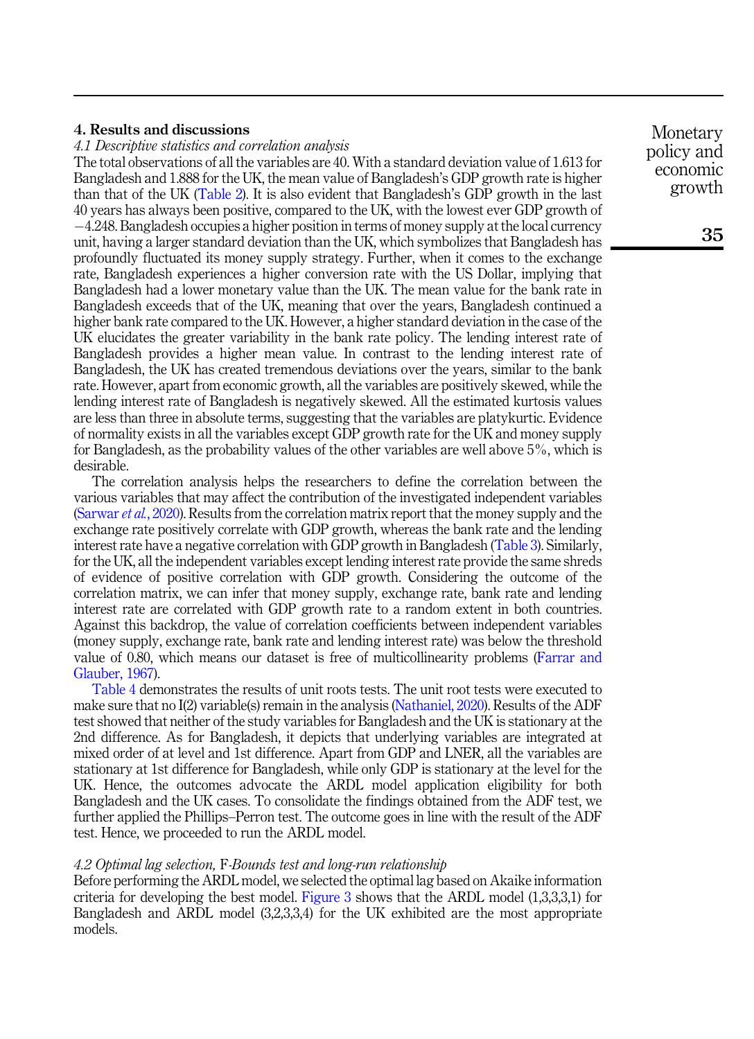## 4. Results and discussions

### 4.1 Descriptive statistics and correlation analysis

The total observations of all the variables are 40. With a standard deviation value of 1.613 for Bangladesh and 1.888 for the UK, the mean value of Bangladesh's GDP growth rate is higher than that of the UK (Table 2). It is also evident that Bangladesh's GDP growth in the last 40 years has always been positive, compared to the UK, with the lowest ever GDP growth of −4.248. Bangladesh occupies a higher position in terms of money supply at the local currency unit, having a larger standard deviation than the UK, which symbolizes that Bangladesh has profoundly fluctuated its money supply strategy. Further, when it comes to the exchange rate, Bangladesh experiences a higher conversion rate with the US Dollar, implying that Bangladesh had a lower monetary value than the UK. The mean value for the bank rate in Bangladesh exceeds that of the UK, meaning that over the years, Bangladesh continued a higher bank rate compared to the UK. However, a higher standard deviation in the case of the UK elucidates the greater variability in the bank rate policy. The lending interest rate of Bangladesh provides a higher mean value. In contrast to the lending interest rate of Bangladesh, the UK has created tremendous deviations over the years, similar to the bank rate. However, apart from economic growth, all the variables are positively skewed, while the lending interest rate of Bangladesh is negatively skewed. All the estimated kurtosis values are less than three in absolute terms, suggesting that the variables are platykurtic. Evidence of normality exists in all the variables except GDP growth rate for the UK and money supply for Bangladesh, as the probability values of the other variables are well above 5%, which is desirable.

The correlation analysis helps the researchers to define the correlation between the various variables that may affect the contribution of the investigated independent variables (Sarwar *et al.*, 2020). Results from the correlation matrix report that the money supply and the exchange rate positively correlate with GDP growth, whereas the bank rate and the lending interest rate have a negative correlation with GDP growth in Bangladesh (Table 3). Similarly, for the UK, all the independent variables except lending interest rate provide the same shreds of evidence of positive correlation with GDP growth. Considering the outcome of the correlation matrix, we can infer that money supply, exchange rate, bank rate and lending interest rate are correlated with GDP growth rate to a random extent in both countries. Against this backdrop, the value of correlation coefficients between independent variables (money supply, exchange rate, bank rate and lending interest rate) was below the threshold value of 0.80, which means our dataset is free of multicollinearity problems (Farrar and Glauber, 1967).

Table 4 demonstrates the results of unit roots tests. The unit root tests were executed to make sure that no I(2) variable(s) remain in the analysis (Nathaniel, 2020). Results of the ADF test showed that neither of the study variables for Bangladesh and the UK is stationary at the 2nd difference. As for Bangladesh, it depicts that underlying variables are integrated at mixed order of at level and 1st difference. Apart from GDP and LNER, all the variables are stationary at 1st difference for Bangladesh, while only GDP is stationary at the level for the UK. Hence, the outcomes advocate the ARDL model application eligibility for both Bangladesh and the UK cases. To consolidate the findings obtained from the ADF test, we further applied the Phillips–Perron test. The outcome goes in line with the result of the ADF test. Hence, we proceeded to run the ARDL model.

### 4.2 Optimal lag selection, F-Bounds test and long-run relationship

Before performing the ARDL model, we selected the optimal lag based on Akaike information criteria for developing the best model. Figure 3 shows that the ARDL model (1,3,3,3,1) for Bangladesh and ARDL model (3,2,3,3,4) for the UK exhibited are the most appropriate models.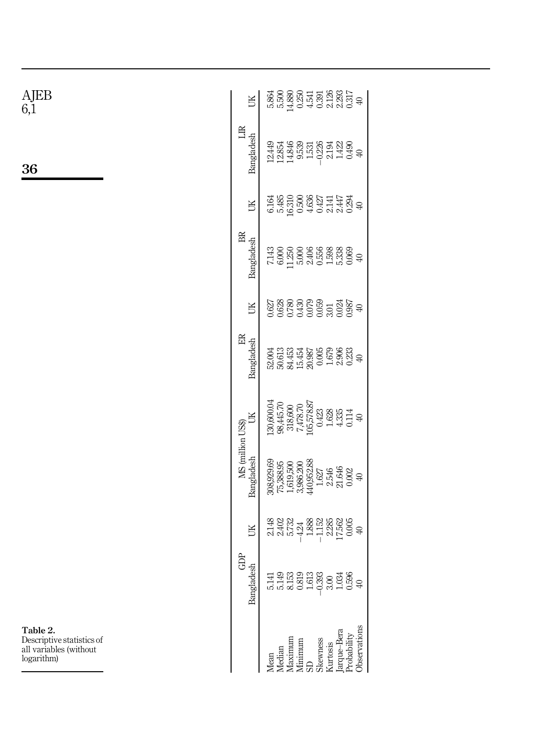Table 2. Descriptive statistics of all variables (without logarithm)

| | GDP | | MS (million US$) | | ER | | BR | | LIR | |
|---|---|---|---|---|---|---|---|---|---|---|
| | Bangladesh | UK | Bangladesh | UK | Bangladesh | UK | Bangladesh | UK | Bangladesh | UK |
| Mean | 5.141 | 2.148 | 308,929.69 | 130,600.04 | 52.004 | 0.627 | 7.143 | 6.164 | 12.449 | 5.864 |
| Median | 5.149 | 2.402 | 75,388.95 | 98,445.70 | 50.613 | 0.628 | 6.000 | 5.485 | 12.854 | 5.500 |
| Maximum | 8.153 | 5.732 | 1,619,500 | 318,600 | 84.453 | 0.780 | 11.250 | 16.310 | 14.846 | 14.880 |
| Minimum | 0.819 | −4.24 | 3,986.200 | 7,478.70 | 15.454 | 0.430 | 5.000 | 0.500 | 9.539 | 0.250 |
| SD | 1.613 | 1.888 | 440,952.88 | 105,578.87 | 20.987 | 0.079 | 2.406 | 4.636 | 1.531 | 4.541 |
| Skewness | −0.393 | −1.152 | 1.627 | 0.423 | 0.005 | 0.059 | 0.556 | 0.427 | −0.226 | 0.391 |
| Kurtosis | 3.00 | 2.285 | 2.546 | 1.628 | 1.679 | 3.01 | 1.598 | 2.141 | 2.194 | 2.126 |
| Jarque–Bera | 1.034 | 17.562 | 21.646 | 4.335 | 2.906 | 0.024 | 5.338 | 2.447 | 1.422 | 2.293 |
| Probability | 0.596 | 0.005 | 0.002 | 0.114 | 0.233 | 0.987 | 0.069 | 0.294 | 0.490 | 0.317 |
| Observations | 40 | 40 | 40 | 40 | 40 | 40 | 40 | 40 | 40 | 40 |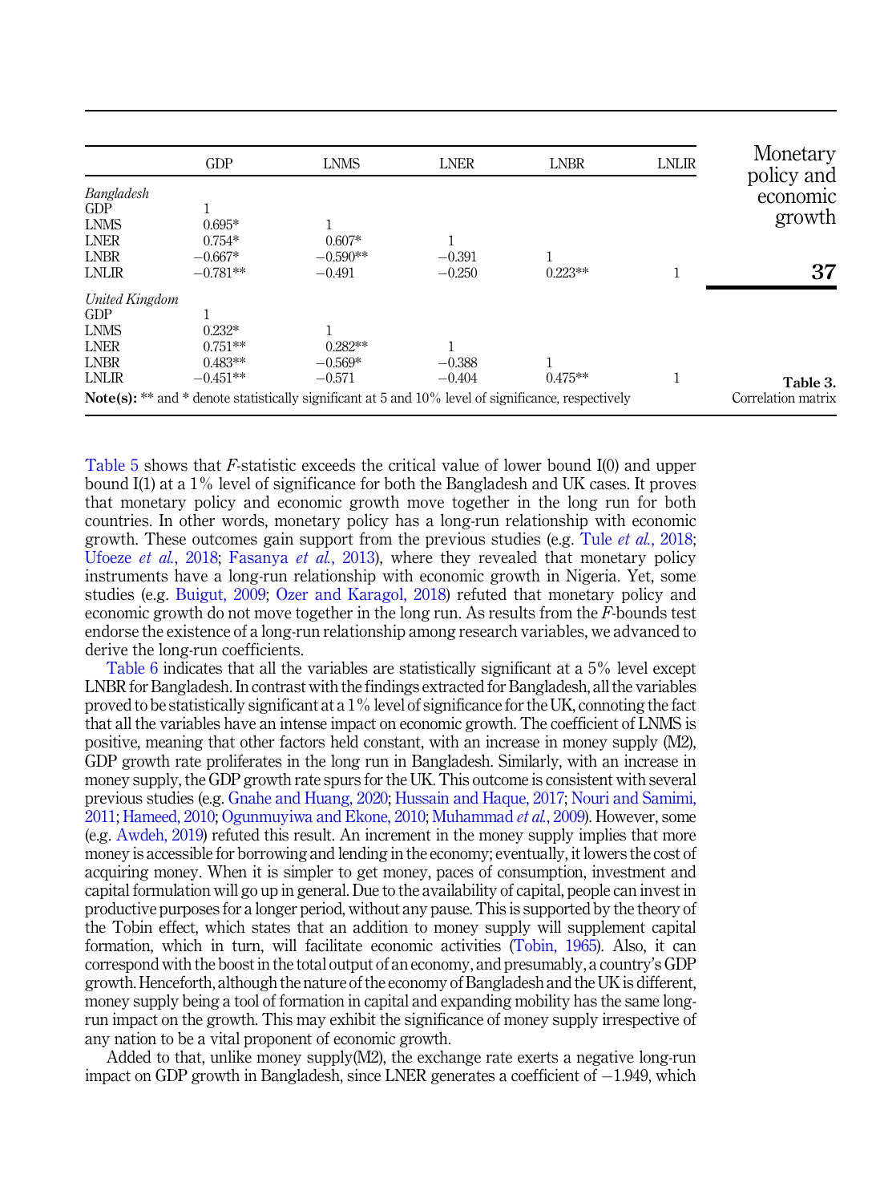| | GDP | LNMS | LNER | LNBR | LNLIR |
|---|---|---|---|---|---|
| *Bangladesh* | | | | | |
| GDP | 1 | | | | |
| LNMS | 0.695* | 1 | | | |
| LNER | 0.754* | 0.607* | 1 | | |
| LNBR | −0.667* | −0.590** | −0.391 | 1 | |
| LNLIR | −0.781** | −0.491 | −0.250 | 0.223** | 1 |
| *United Kingdom* | | | | | |
| GDP | 1 | | | | |
| LNMS | 0.232* | 1 | | | |
| LNER | 0.751** | 0.282** | 1 | | |
| LNBR | 0.483** | −0.569* | −0.388 | 1 | |
| LNLIR | −0.451** | −0.571 | −0.404 | 0.475** | 1 |

**Note(s):** ** and * denote statistically significant at 5 and 10% level of significance, respectively

**Table 3.** Correlation matrix

Table 5 shows that *F*-statistic exceeds the critical value of lower bound I(0) and upper bound I(1) at a 1% level of significance for both the Bangladesh and UK cases. It proves that monetary policy and economic growth move together in the long run for both countries. In other words, monetary policy has a long-run relationship with economic growth. These outcomes gain support from the previous studies (e.g. Tule *et al.*, 2018; Ufoeze *et al.*, 2018; Fasanya *et al.*, 2013), where they revealed that monetary policy instruments have a long-run relationship with economic growth in Nigeria. Yet, some studies (e.g. Buigut, 2009; Ozer and Karagol, 2018) refuted that monetary policy and economic growth do not move together in the long run. As results from the *F*-bounds test endorse the existence of a long-run relationship among research variables, we advanced to derive the long-run coefficients.

Table 6 indicates that all the variables are statistically significant at a 5% level except LNBR for Bangladesh. In contrast with the findings extracted for Bangladesh, all the variables proved to be statistically significant at a 1% level of significance for the UK, connoting the fact that all the variables have an intense impact on economic growth. The coefficient of LNMS is positive, meaning that other factors held constant, with an increase in money supply (M2), GDP growth rate proliferates in the long run in Bangladesh. Similarly, with an increase in money supply, the GDP growth rate spurs for the UK. This outcome is consistent with several previous studies (e.g. Gnahe and Huang, 2020; Hussain and Haque, 2017; Nouri and Samimi, 2011; Hameed, 2010; Ogunmuyiwa and Ekone, 2010; Muhammad *et al.*, 2009). However, some (e.g. Awdeh, 2019) refuted this result. An increment in the money supply implies that more money is accessible for borrowing and lending in the economy; eventually, it lowers the cost of acquiring money. When it is simpler to get money, paces of consumption, investment and capital formulation will go up in general. Due to the availability of capital, people can invest in productive purposes for a longer period, without any pause. This is supported by the theory of the Tobin effect, which states that an addition to money supply will supplement capital formation, which in turn, will facilitate economic activities (Tobin, 1965). Also, it can correspond with the boost in the total output of an economy, and presumably, a country's GDP growth. Henceforth, although the nature of the economy of Bangladesh and the UK is different, money supply being a tool of formation in capital and expanding mobility has the same long-run impact on the growth. This may exhibit the significance of money supply irrespective of any nation to be a vital proponent of economic growth.

Added to that, unlike money supply(M2), the exchange rate exerts a negative long-run impact on GDP growth in Bangladesh, since LNER generates a coefficient of −1.949, which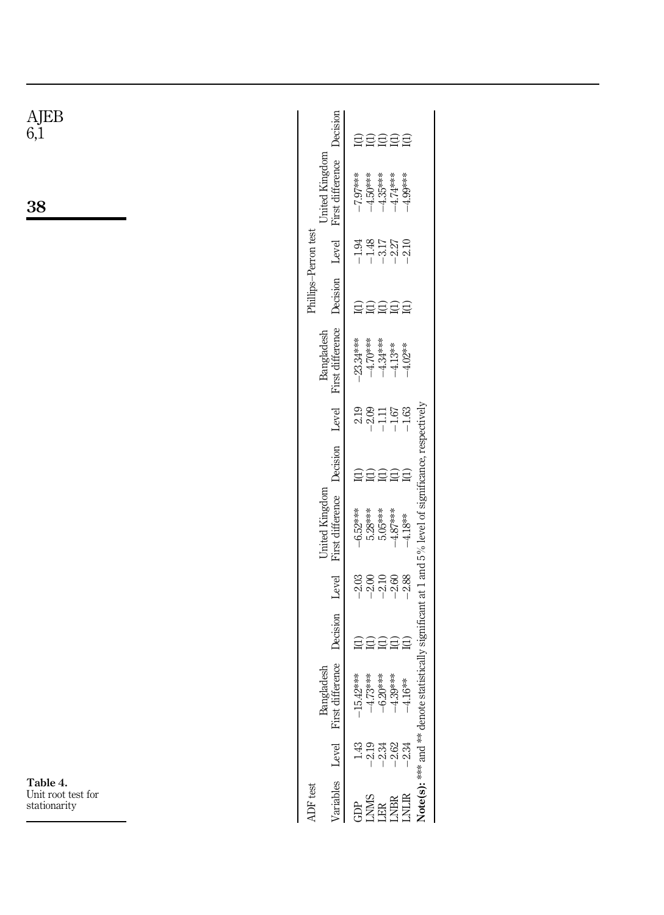Table 4.
Unit root test for stationarity

| ADF test | | | | | | | Phillips–Perron test | | | | | |
|---|---|---|---|---|---|---|---|---|---|---|---|---|
| | Bangladesh | | | United Kingdom | | | Bangladesh | | | United Kingdom | | |
| Variables | Level | First difference | Decision | Level | First difference | Decision | Level | First difference | Decision | Level | First difference | Decision |
| GDP | 1.43 | −15.42*** | I(1) | −2.03 | −6.52*** | I(1) | 2.19 | −23.34*** | I(1) | −1.94 | −7.97*** | I(1) |
| LNMS | −2.19 | −4.73*** | I(1) | −2.00 | 5.28*** | I(1) | −2.09 | −4.70*** | I(1) | −1.48 | −4.50*** | I(1) |
| LER | −2.34 | −6.20*** | I(1) | −2.10 | 5.05*** | I(1) | −1.11 | −4.34*** | I(1) | −3.17 | −4.35*** | I(1) |
| LNBR | −2.62 | −4.39*** | I(1) | −2.60 | −4.87*** | I(1) | −1.67 | −4.13** | I(1) | −2.27 | −4.74*** | I(1) |
| LNLIR | −2.34 | −4.16** | I(1) | −2.88 | −4.18** | I(1) | −1.63 | −4.02** | I(1) | −2.10 | −4.99*** | I(1) |

**Note(s):** *** and ** denote statistically significant at 1 and 5% level of significance, respectively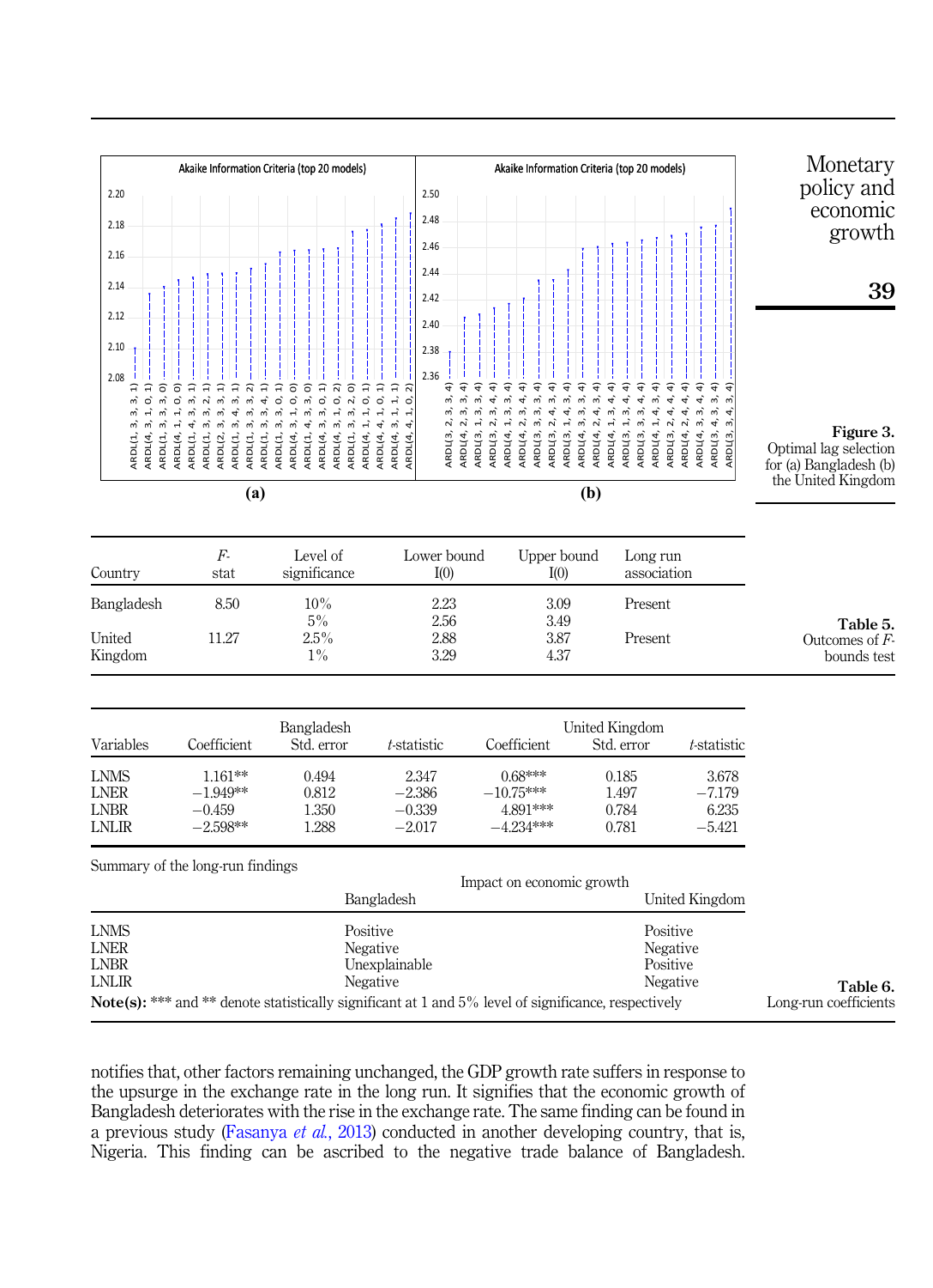**Figure 3.** Optimal lag selection for (a) Bangladesh (b) the United Kingdom

**Table 5.** Outcomes of *F*-bounds test

| Country | *F*-stat | Level of significance | Lower bound I(0) | Upper bound I(0) | Long run association |
|---|---|---|---|---|---|
| Bangladesh | 8.50 | 10% | 2.23 | 3.09 | Present |
| | | 5% | 2.56 | 3.49 | |
| United Kingdom | 11.27 | 2.5% | 2.88 | 3.87 | Present |
| | | 1% | 3.29 | 4.37 | |

**Table 6.** Long-run coefficients

| Variables | Bangladesh Coefficient | Std. error | *t*-statistic | United Kingdom Coefficient | Std. error | *t*-statistic |
|---|---|---|---|---|---|---|
| LNMS | 1.161** | 0.494 | 2.347 | 0.68*** | 0.185 | 3.678 |
| LNER | −1.949** | 0.812 | −2.386 | −10.75*** | 1.497 | −7.179 |
| LNBR | −0.459 | 1.350 | −0.339 | 4.891*** | 0.784 | 6.235 |
| LNLIR | −2.598** | 1.288 | −2.017 | −4.234*** | 0.781 | −5.421 |

Summary of the long-run findings

| | Impact on economic growth Bangladesh | United Kingdom |
|---|---|---|
| LNMS | Positive | Positive |
| LNER | Negative | Negative |
| LNBR | Unexplainable | Positive |
| LNLIR | Negative | Negative |

**Note(s):** *** and ** denote statistically significant at 1 and 5% level of significance, respectively

notifies that, other factors remaining unchanged, the GDP growth rate suffers in response to the upsurge in the exchange rate in the long run. It signifies that the economic growth of Bangladesh deteriorates with the rise in the exchange rate. The same finding can be found in a previous study (Fasanya *et al.*, 2013) conducted in another developing country, that is, Nigeria. This finding can be ascribed to the negative trade balance of Bangladesh.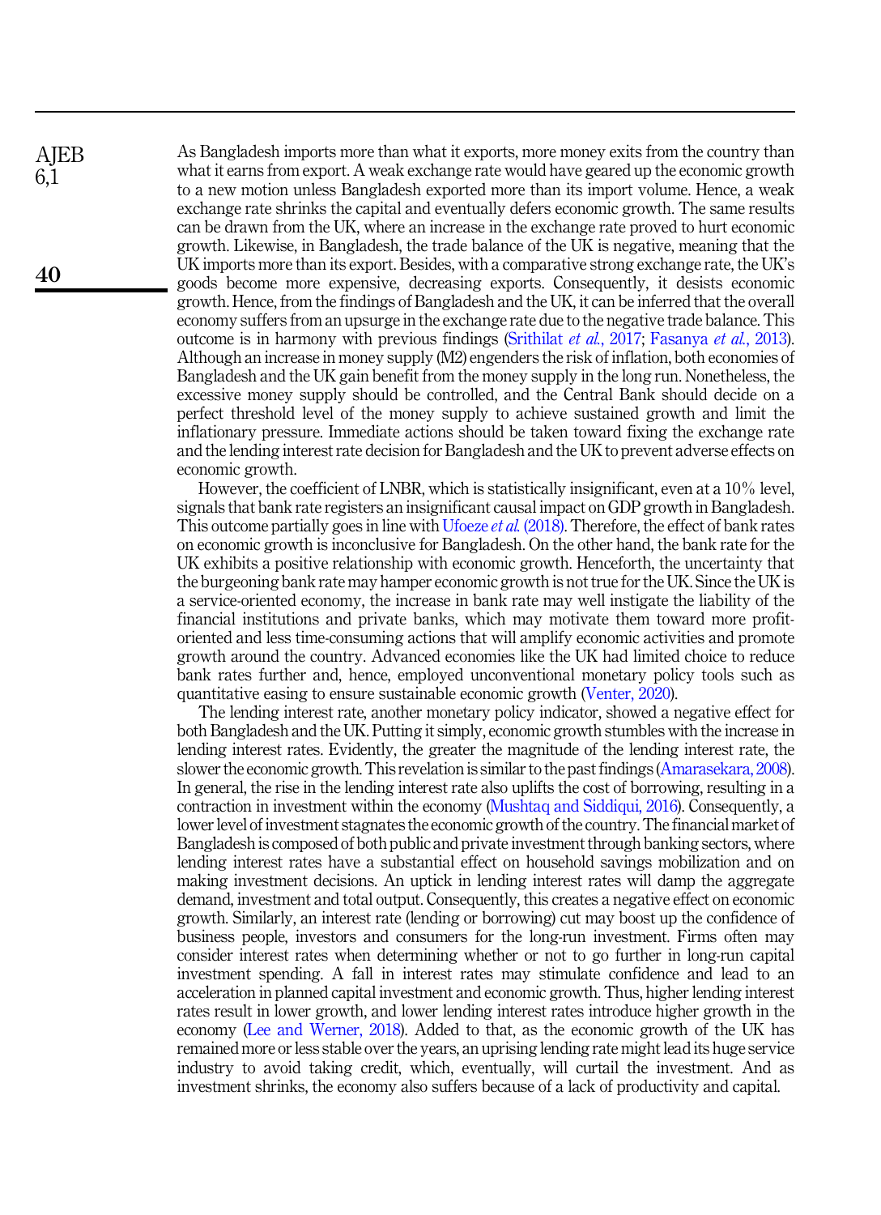As Bangladesh imports more than what it exports, more money exits from the country than what it earns from export. A weak exchange rate would have geared up the economic growth to a new motion unless Bangladesh exported more than its import volume. Hence, a weak exchange rate shrinks the capital and eventually defers economic growth. The same results can be drawn from the UK, where an increase in the exchange rate proved to hurt economic growth. Likewise, in Bangladesh, the trade balance of the UK is negative, meaning that the UK imports more than its export. Besides, with a comparative strong exchange rate, the UK's goods become more expensive, decreasing exports. Consequently, it desists economic growth. Hence, from the findings of Bangladesh and the UK, it can be inferred that the overall economy suffers from an upsurge in the exchange rate due to the negative trade balance. This outcome is in harmony with previous findings (Srithilat *et al.*, 2017; Fasanya *et al.*, 2013). Although an increase in money supply (M2) engenders the risk of inflation, both economies of Bangladesh and the UK gain benefit from the money supply in the long run. Nonetheless, the excessive money supply should be controlled, and the Central Bank should decide on a perfect threshold level of the money supply to achieve sustained growth and limit the inflationary pressure. Immediate actions should be taken toward fixing the exchange rate and the lending interest rate decision for Bangladesh and the UK to prevent adverse effects on economic growth.

However, the coefficient of LNBR, which is statistically insignificant, even at a 10% level, signals that bank rate registers an insignificant causal impact on GDP growth in Bangladesh. This outcome partially goes in line with Ufoeze *et al.* (2018). Therefore, the effect of bank rates on economic growth is inconclusive for Bangladesh. On the other hand, the bank rate for the UK exhibits a positive relationship with economic growth. Henceforth, the uncertainty that the burgeoning bank rate may hamper economic growth is not true for the UK. Since the UK is a service-oriented economy, the increase in bank rate may well instigate the liability of the financial institutions and private banks, which may motivate them toward more profit-oriented and less time-consuming actions that will amplify economic activities and promote growth around the country. Advanced economies like the UK had limited choice to reduce bank rates further and, hence, employed unconventional monetary policy tools such as quantitative easing to ensure sustainable economic growth (Venter, 2020).

The lending interest rate, another monetary policy indicator, showed a negative effect for both Bangladesh and the UK. Putting it simply, economic growth stumbles with the increase in lending interest rates. Evidently, the greater the magnitude of the lending interest rate, the slower the economic growth. This revelation is similar to the past findings (Amarasekara, 2008). In general, the rise in the lending interest rate also uplifts the cost of borrowing, resulting in a contraction in investment within the economy (Mushtaq and Siddiqui, 2016). Consequently, a lower level of investment stagnates the economic growth of the country. The financial market of Bangladesh is composed of both public and private investment through banking sectors, where lending interest rates have a substantial effect on household savings mobilization and on making investment decisions. An uptick in lending interest rates will damp the aggregate demand, investment and total output. Consequently, this creates a negative effect on economic growth. Similarly, an interest rate (lending or borrowing) cut may boost up the confidence of business people, investors and consumers for the long-run investment. Firms often may consider interest rates when determining whether or not to go further in long-run capital investment spending. A fall in interest rates may stimulate confidence and lead to an acceleration in planned capital investment and economic growth. Thus, higher lending interest rates result in lower growth, and lower lending interest rates introduce higher growth in the economy (Lee and Werner, 2018). Added to that, as the economic growth of the UK has remained more or less stable over the years, an uprising lending rate might lead its huge service industry to avoid taking credit, which, eventually, will curtail the investment. And as investment shrinks, the economy also suffers because of a lack of productivity and capital.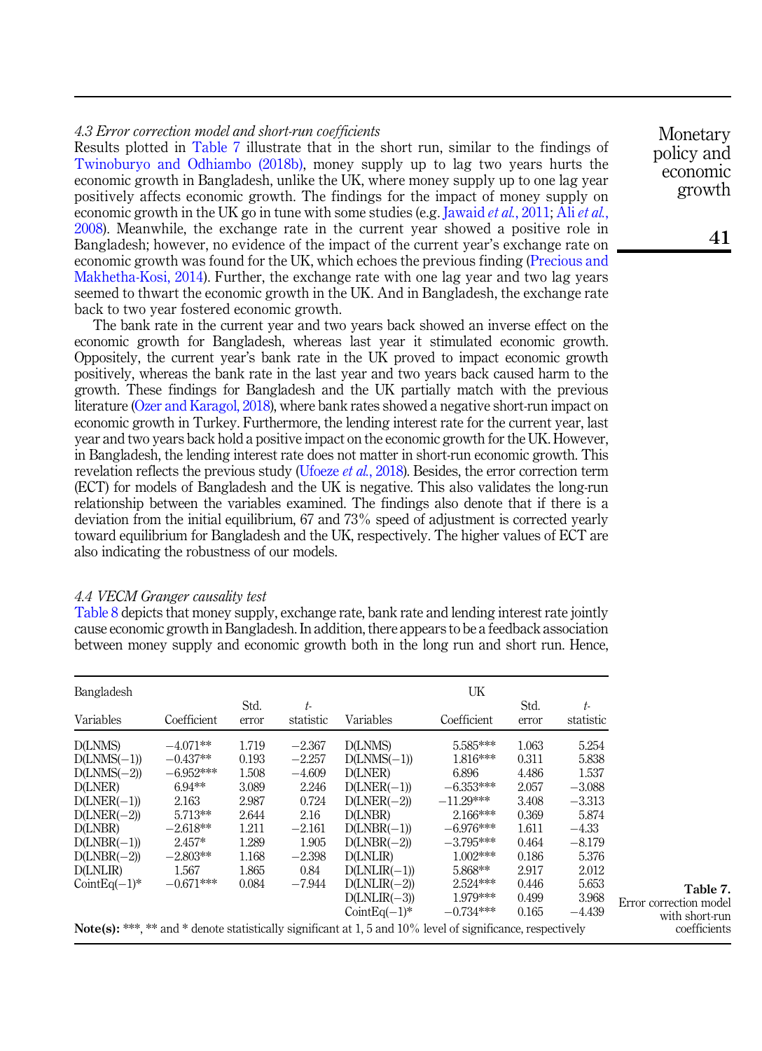### 4.3 Error correction model and short-run coefficients

Results plotted in Table 7 illustrate that in the short run, similar to the findings of Twinoburyo and Odhiambo (2018b), money supply up to lag two years hurts the economic growth in Bangladesh, unlike the UK, where money supply up to one lag year positively affects economic growth. The findings for the impact of money supply on economic growth in the UK go in tune with some studies (e.g. Jawaid *et al.*, 2011; Ali *et al.*, 2008). Meanwhile, the exchange rate in the current year showed a positive role in Bangladesh; however, no evidence of the impact of the current year's exchange rate on economic growth was found for the UK, which echoes the previous finding (Precious and Makhetha-Kosi, 2014). Further, the exchange rate with one lag year and two lag years seemed to thwart the economic growth in the UK. And in Bangladesh, the exchange rate back to two year fostered economic growth.

The bank rate in the current year and two years back showed an inverse effect on the economic growth for Bangladesh, whereas last year it stimulated economic growth. Oppositely, the current year's bank rate in the UK proved to impact economic growth positively, whereas the bank rate in the last year and two years back caused harm to the growth. These findings for Bangladesh and the UK partially match with the previous literature (Ozer and Karagol, 2018), where bank rates showed a negative short-run impact on economic growth in Turkey. Furthermore, the lending interest rate for the current year, last year and two years back hold a positive impact on the economic growth for the UK. However, in Bangladesh, the lending interest rate does not matter in short-run economic growth. This revelation reflects the previous study (Ufoeze *et al.*, 2018). Besides, the error correction term (ECT) for models of Bangladesh and the UK is negative. This also validates the long-run relationship between the variables examined. The findings also denote that if there is a deviation from the initial equilibrium, 67 and 73% speed of adjustment is corrected yearly toward equilibrium for Bangladesh and the UK, respectively. The higher values of ECT are also indicating the robustness of our models.

### 4.4 VECM Granger causality test

Table 8 depicts that money supply, exchange rate, bank rate and lending interest rate jointly cause economic growth in Bangladesh. In addition, there appears to be a feedback association between money supply and economic growth both in the long run and short run. Hence,

| Bangladesh | | | | UK | | | |
|---|---|---|---|---|---|---|---|
| Variables | Coefficient | Std. error | *t*-statistic | Variables | Coefficient | Std. error | *t*-statistic |
| D(LNMS) | −4.071** | 1.719 | −2.367 | D(LNMS) | 5.585*** | 1.063 | 5.254 |
| D(LNMS(−1)) | −0.437** | 0.193 | −2.257 | D(LNMS(−1)) | 1.816*** | 0.311 | 5.838 |
| D(LNMS(−2)) | −6.952*** | 1.508 | −4.609 | D(LNER) | 6.896 | 4.486 | 1.537 |
| D(LNER) | 6.94** | 3.089 | 2.246 | D(LNER(−1)) | −6.353*** | 2.057 | −3.088 |
| D(LNER(−1)) | 2.163 | 2.987 | 0.724 | D(LNER(−2)) | −11.29*** | 3.408 | −3.313 |
| D(LNER(−2)) | 5.713** | 2.644 | 2.16 | D(LNBR) | 2.166*** | 0.369 | 5.874 |
| D(LNBR) | −2.618** | 1.211 | −2.161 | D(LNBR(−1)) | −6.976*** | 1.611 | −4.33 |
| D(LNBR(−1)) | 2.457* | 1.289 | 1.905 | D(LNBR(−2)) | −3.795*** | 0.464 | −8.179 |
| D(LNBR(−2)) | −2.803** | 1.168 | −2.398 | D(LNLIR) | 1.002*** | 0.186 | 5.376 |
| D(LNLIR) | 1.567 | 1.865 | 0.84 | D(LNLIR(−1)) | 5.868** | 2.917 | 2.012 |
| CointEq(−1)* | −0.671*** | 0.084 | −7.944 | D(LNLIR(−2)) | 2.524*** | 0.446 | 5.653 |
| | | | | D(LNLIR(−3)) | 1.979*** | 0.499 | 3.968 |
| | | | | CointEq(−1)* | −0.734*** | 0.165 | −4.439 |

**Note(s):** ***, ** and * denote statistically significant at 1, 5 and 10% level of significance, respectively

**Table 7.** Error correction model with short-run coefficients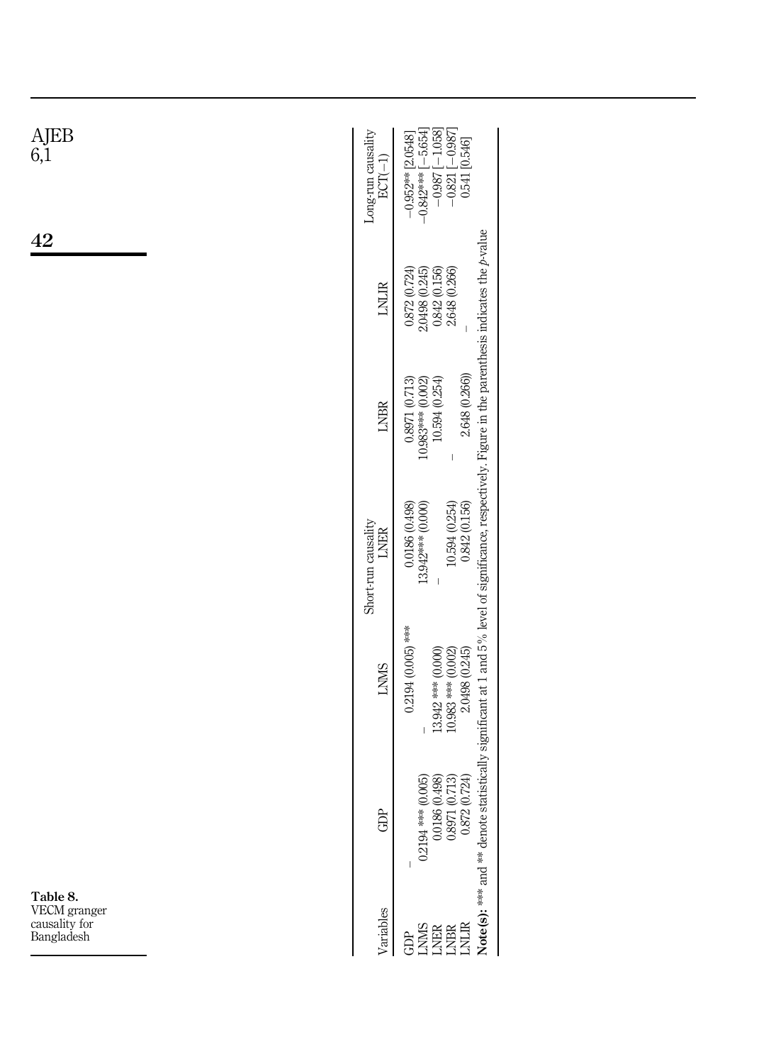**Table 8.** VECM granger causality for Bangladesh

| Variables | Short-run causality | | | | | Long-run causality |
|---|---|---|---|---|---|---|
| | GDP | LNMS | LNER | LNBR | LNLIR | ECT(−1) |
| GDP | – | 0.2194 (0.005) *** | 0.0186 (0.498) | 0.8971 (0.713) | 0.872 (0.724) | −0.952** [2.0548] |
| LNMS | 0.2194 *** (0.005) | – | 13.942*** (0.000) | 10.983*** (0.002) | 2.0498 (0.245) | −0.842*** [−5.654] |
| LNER | 0.0186 (0.498) | 13.942 *** (0.000) | – | 10.594 (0.254) | 0.842 (0.156) | −0.987 [−1.058] |
| LNBR | 0.8971 (0.713) | 10.983 *** (0.002) | 10.594 (0.254) | – | 2.648 (0.266) | −0.821 [−0.987] |
| LNLIR | 0.872 (0.724) | 2.0498 (0.245) | 0.842 (0.156) | 2.648 (0.266)) | – | 0.541 [0.546] |

**Note(s):** *** and ** denote statistically significant at 1 and 5 % level of significance, respectively. Figure in the parenthesis indicates the *p*-value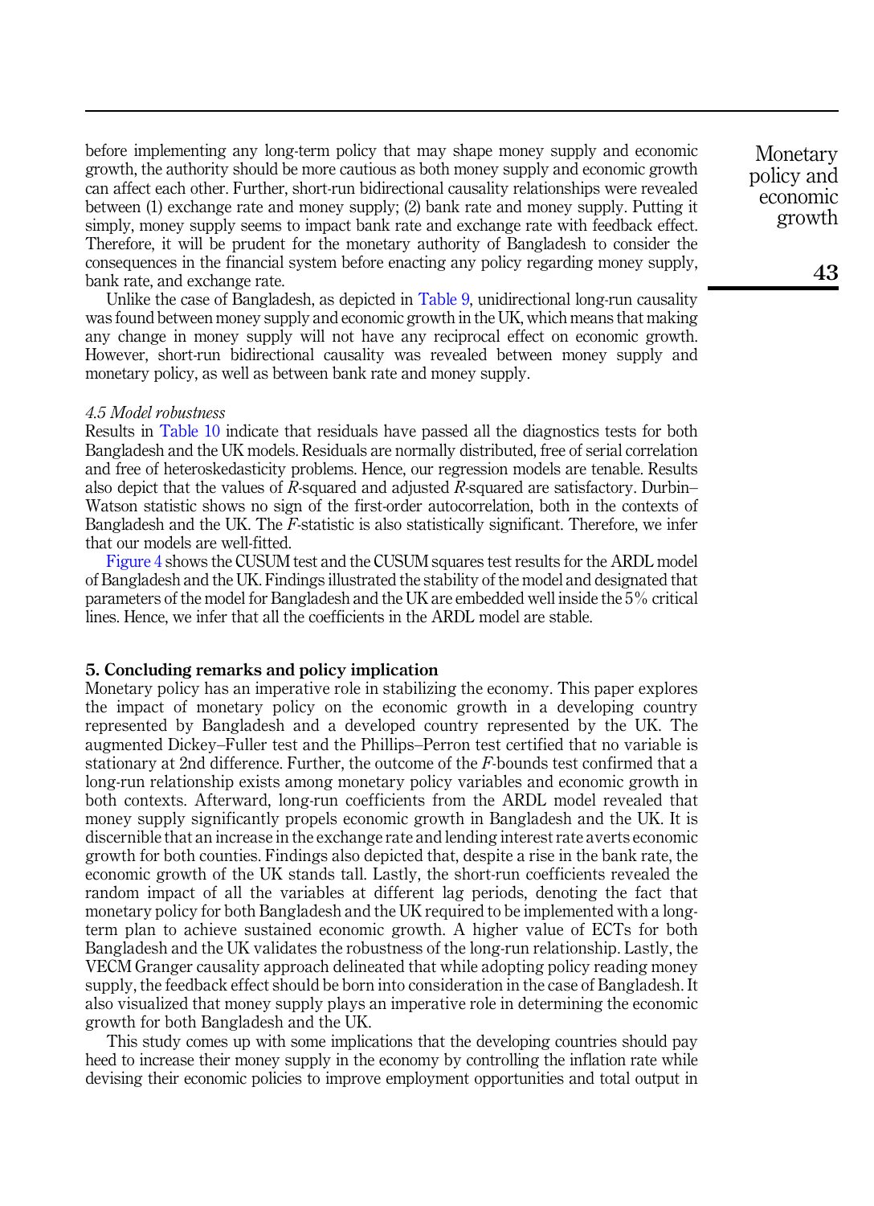before implementing any long-term policy that may shape money supply and economic growth, the authority should be more cautious as both money supply and economic growth can affect each other. Further, short-run bidirectional causality relationships were revealed between (1) exchange rate and money supply; (2) bank rate and money supply. Putting it simply, money supply seems to impact bank rate and exchange rate with feedback effect. Therefore, it will be prudent for the monetary authority of Bangladesh to consider the consequences in the financial system before enacting any policy regarding money supply, bank rate, and exchange rate.

Unlike the case of Bangladesh, as depicted in Table 9, unidirectional long-run causality was found between money supply and economic growth in the UK, which means that making any change in money supply will not have any reciprocal effect on economic growth. However, short-run bidirectional causality was revealed between money supply and monetary policy, as well as between bank rate and money supply.

### *4.5 Model robustness*

Results in Table 10 indicate that residuals have passed all the diagnostics tests for both Bangladesh and the UK models. Residuals are normally distributed, free of serial correlation and free of heteroskedasticity problems. Hence, our regression models are tenable. Results also depict that the values of $R$-squared and adjusted $R$-squared are satisfactory. Durbin–Watson statistic shows no sign of the first-order autocorrelation, both in the contexts of Bangladesh and the UK. The $F$-statistic is also statistically significant. Therefore, we infer that our models are well-fitted.

Figure 4 shows the CUSUM test and the CUSUM squares test results for the ARDL model of Bangladesh and the UK. Findings illustrated the stability of the model and designated that parameters of the model for Bangladesh and the UK are embedded well inside the 5% critical lines. Hence, we infer that all the coefficients in the ARDL model are stable.

## 5. Concluding remarks and policy implication

Monetary policy has an imperative role in stabilizing the economy. This paper explores the impact of monetary policy on the economic growth in a developing country represented by Bangladesh and a developed country represented by the UK. The augmented Dickey–Fuller test and the Phillips–Perron test certified that no variable is stationary at 2nd difference. Further, the outcome of the $F$-bounds test confirmed that a long-run relationship exists among monetary policy variables and economic growth in both contexts. Afterward, long-run coefficients from the ARDL model revealed that money supply significantly propels economic growth in Bangladesh and the UK. It is discernible that an increase in the exchange rate and lending interest rate averts economic growth for both counties. Findings also depicted that, despite a rise in the bank rate, the economic growth of the UK stands tall. Lastly, the short-run coefficients revealed the random impact of all the variables at different lag periods, denoting the fact that monetary policy for both Bangladesh and the UK required to be implemented with a long-term plan to achieve sustained economic growth. A higher value of ECTs for both Bangladesh and the UK validates the robustness of the long-run relationship. Lastly, the VECM Granger causality approach delineated that while adopting policy reading money supply, the feedback effect should be born into consideration in the case of Bangladesh. It also visualized that money supply plays an imperative role in determining the economic growth for both Bangladesh and the UK.

This study comes up with some implications that the developing countries should pay heed to increase their money supply in the economy by controlling the inflation rate while devising their economic policies to improve employment opportunities and total output in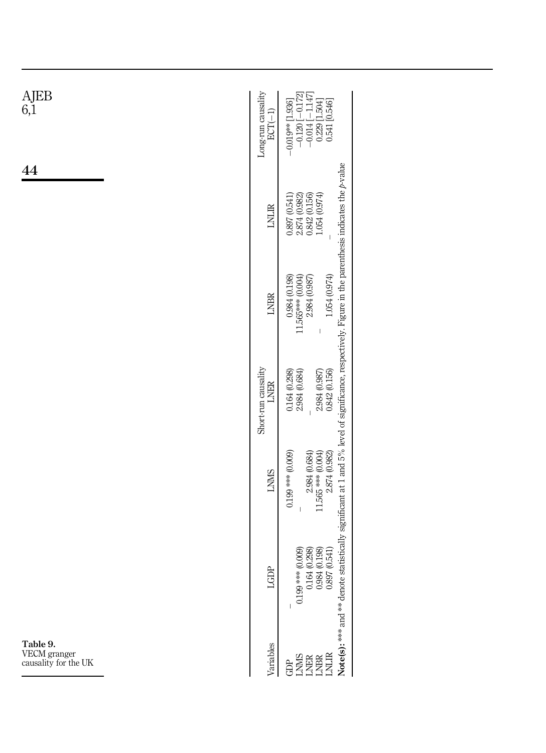Table 9. VECM granger causality for the UK

| Variables | Short-run causality | | | | | Long-run causality |
|---|---|---|---|---|---|---|
| | LGDP | LNMS | LNER | LNBR | LNLIR | ECT(−1) |
| GDP | – | 0.199 *** (0.009) | 0.164 (0.298) | 0.984 (0.198) | 0.897 (0.541) | −0.019** [1.936] |
| LNMS | 0.199 *** (0.009) | – | 2.984 (0.684) | 11.565*** (0.004) | 2.874 (0.982) | −0.120 [−0.172] |
| LNER | 0.164 (0.298) | 2.984 (0.684) | – | 2.984 (0.987) | 0.842 (0.156) | −0.014 [−1.147] |
| LNBR | 0.984 (0.198) | 11.565 *** (0.004) | 2.984 (0.987) | – | 1.054 (0.974) | 0.229 [1.504] |
| LNLIR | 0.897 (0.541) | 2.874 (0.982) | 0.842 (0.156) | 1.054 (0.974) | – | 0.541 [0.546] |

**Note(s):** *** and ** denote statistically significant at 1 and 5% level of significance, respectively. Figure in the parenthesis indicates the *p*-value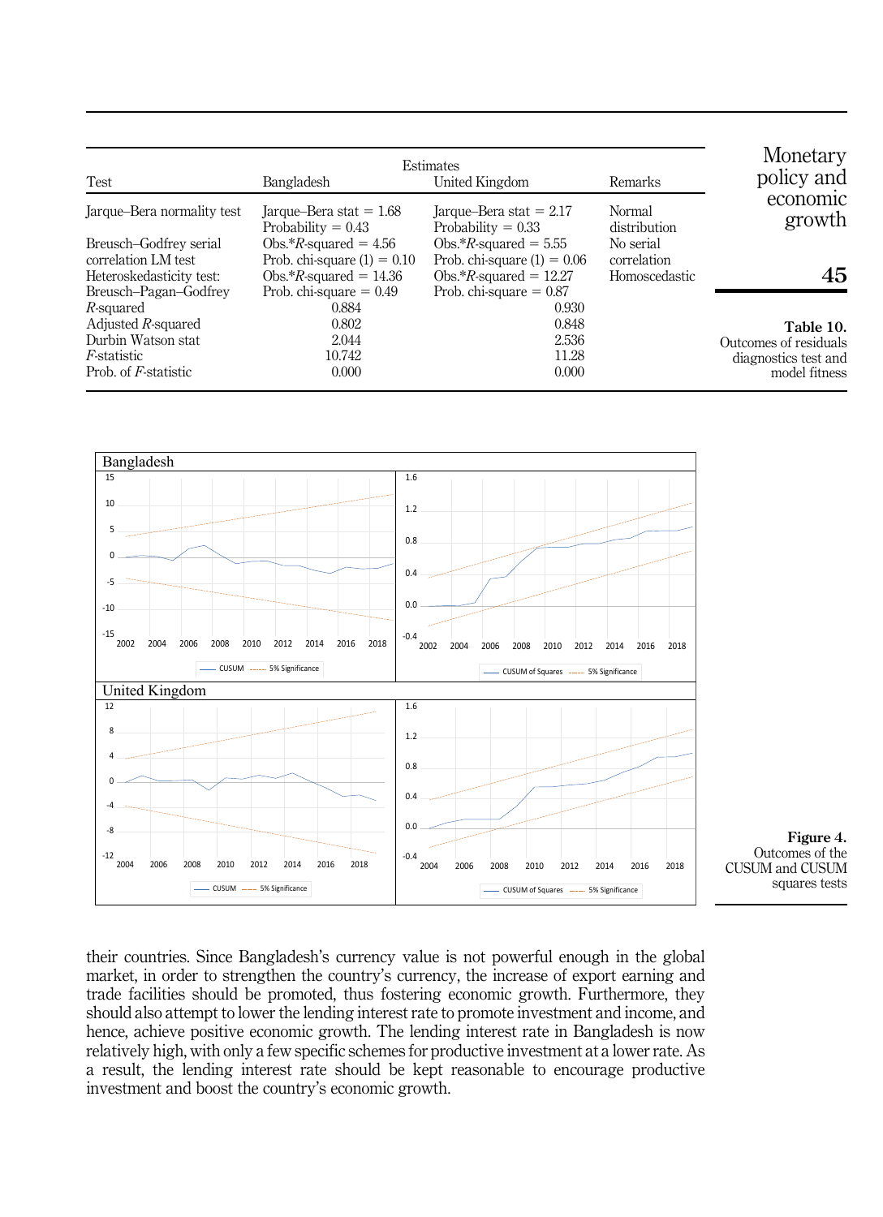**Table 10.** Outcomes of residuals diagnostics test and model fitness

| Test | Estimates Bangladesh | United Kingdom | Remarks |
|---|---|---|---|
| Jarque–Bera normality test | Jarque–Bera stat = 1.68<br>Probability = 0.43 | Jarque–Bera stat = 2.17<br>Probability = 0.33 | Normal distribution |
| Breusch–Godfrey serial correlation LM test | Obs.*$R$-squared = 4.56<br>Prob. chi-square (1) = 0.10 | Obs.*$R$-squared = 5.55<br>Prob. chi-square (1) = 0.06 | No serial correlation |
| Heteroskedasticity test: Breusch–Pagan–Godfrey | Obs.*$R$-squared = 14.36<br>Prob. chi-square = 0.49 | Obs.*$R$-squared = 12.27<br>Prob. chi-square = 0.87 | Homoscedastic |
| $R$-squared | 0.884 | 0.930 | |
| Adjusted $R$-squared | 0.802 | 0.848 | |
| Durbin Watson stat | 2.044 | 2.536 | |
| $F$-statistic | 10.742 | 11.28 | |
| Prob. of $F$-statistic | 0.000 | 0.000 | |

**Figure 4.** Outcomes of the CUSUM and CUSUM squares tests

their countries. Since Bangladesh's currency value is not powerful enough in the global market, in order to strengthen the country's currency, the increase of export earning and trade facilities should be promoted, thus fostering economic growth. Furthermore, they should also attempt to lower the lending interest rate to promote investment and income, and hence, achieve positive economic growth. The lending interest rate in Bangladesh is now relatively high, with only a few specific schemes for productive investment at a lower rate. As a result, the lending interest rate should be kept reasonable to encourage productive investment and boost the country's economic growth.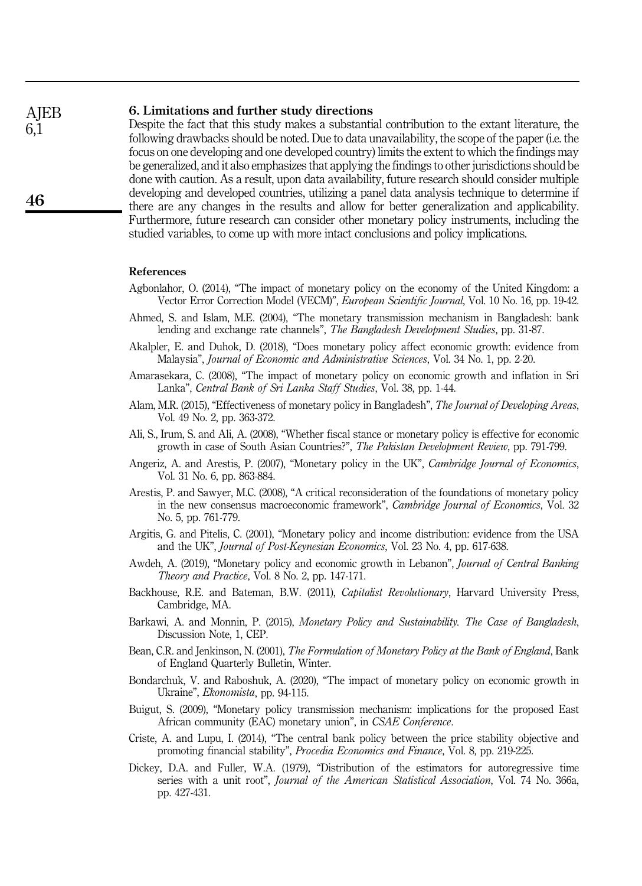## 6. Limitations and further study directions

Despite the fact that this study makes a substantial contribution to the extant literature, the following drawbacks should be noted. Due to data unavailability, the scope of the paper (i.e. the focus on one developing and one developed country) limits the extent to which the findings may be generalized, and it also emphasizes that applying the findings to other jurisdictions should be done with caution. As a result, upon data availability, future research should consider multiple developing and developed countries, utilizing a panel data analysis technique to determine if there are any changes in the results and allow for better generalization and applicability. Furthermore, future research can consider other monetary policy instruments, including the studied variables, to come up with more intact conclusions and policy implications.

## References

Agbonlahor, O. (2014), "The impact of monetary policy on the economy of the United Kingdom: a Vector Error Correction Model (VECM)", *European Scientific Journal*, Vol. 10 No. 16, pp. 19-42.

Ahmed, S. and Islam, M.E. (2004), "The monetary transmission mechanism in Bangladesh: bank lending and exchange rate channels", *The Bangladesh Development Studies*, pp. 31-87.

Akalpler, E. and Duhok, D. (2018), "Does monetary policy affect economic growth: evidence from Malaysia", *Journal of Economic and Administrative Sciences*, Vol. 34 No. 1, pp. 2-20.

Amarasekara, C. (2008), "The impact of monetary policy on economic growth and inflation in Sri Lanka", *Central Bank of Sri Lanka Staff Studies*, Vol. 38, pp. 1-44.

Alam, M.R. (2015), "Effectiveness of monetary policy in Bangladesh", *The Journal of Developing Areas*, Vol. 49 No. 2, pp. 363-372.

Ali, S., Irum, S. and Ali, A. (2008), "Whether fiscal stance or monetary policy is effective for economic growth in case of South Asian Countries?", *The Pakistan Development Review*, pp. 791-799.

Angeriz, A. and Arestis, P. (2007), "Monetary policy in the UK", *Cambridge Journal of Economics*, Vol. 31 No. 6, pp. 863-884.

Arestis, P. and Sawyer, M.C. (2008), "A critical reconsideration of the foundations of monetary policy in the new consensus macroeconomic framework", *Cambridge Journal of Economics*, Vol. 32 No. 5, pp. 761-779.

Argitis, G. and Pitelis, C. (2001), "Monetary policy and income distribution: evidence from the USA and the UK", *Journal of Post-Keynesian Economics*, Vol. 23 No. 4, pp. 617-638.

Awdeh, A. (2019), "Monetary policy and economic growth in Lebanon", *Journal of Central Banking Theory and Practice*, Vol. 8 No. 2, pp. 147-171.

Backhouse, R.E. and Bateman, B.W. (2011), *Capitalist Revolutionary*, Harvard University Press, Cambridge, MA.

Barkawi, A. and Monnin, P. (2015), *Monetary Policy and Sustainability. The Case of Bangladesh*, Discussion Note, 1, CEP.

Bean, C.R. and Jenkinson, N. (2001), *The Formulation of Monetary Policy at the Bank of England*, Bank of England Quarterly Bulletin, Winter.

Bondarchuk, V. and Raboshuk, A. (2020), "The impact of monetary policy on economic growth in Ukraine", *Ekonomista*, pp. 94-115.

Buigut, S. (2009), "Monetary policy transmission mechanism: implications for the proposed East African community (EAC) monetary union", in *CSAE Conference*.

Criste, A. and Lupu, I. (2014), "The central bank policy between the price stability objective and promoting financial stability", *Procedia Economics and Finance*, Vol. 8, pp. 219-225.

Dickey, D.A. and Fuller, W.A. (1979), "Distribution of the estimators for autoregressive time series with a unit root", *Journal of the American Statistical Association*, Vol. 74 No. 366a, pp. 427-431.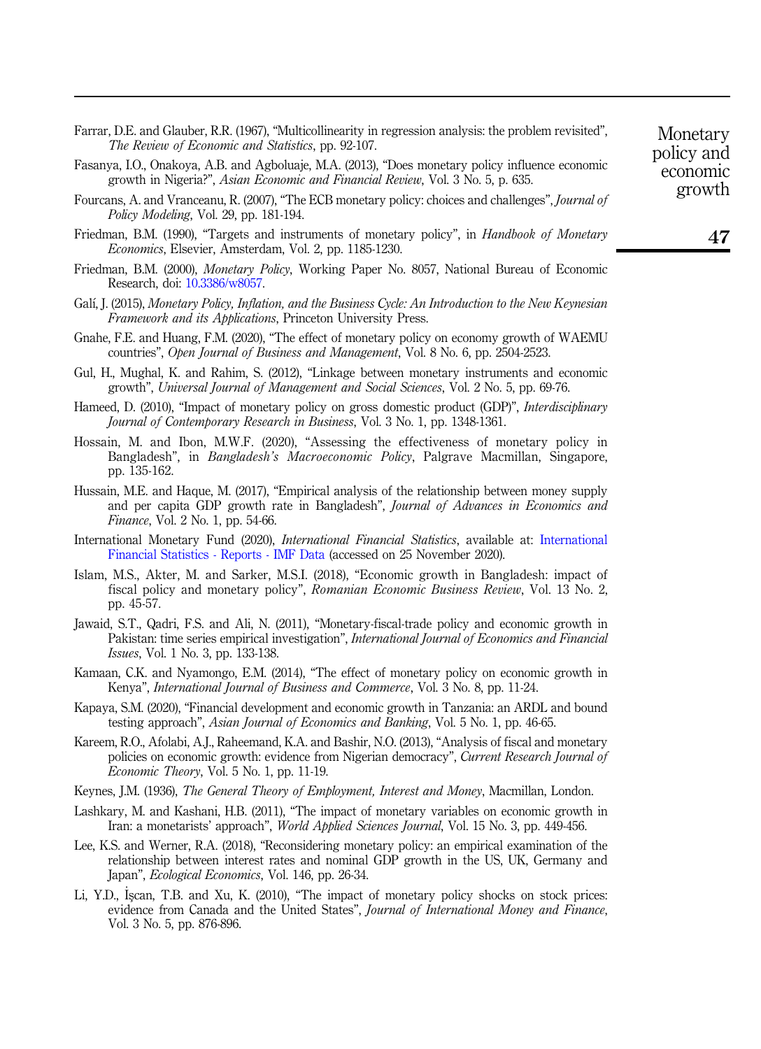Farrar, D.E. and Glauber, R.R. (1967), "Multicollinearity in regression analysis: the problem revisited", *The Review of Economic and Statistics*, pp. 92-107.

Fasanya, I.O., Onakoya, A.B. and Agboluaje, M.A. (2013), "Does monetary policy influence economic growth in Nigeria?", *Asian Economic and Financial Review*, Vol. 3 No. 5, p. 635.

Fourcans, A. and Vranceanu, R. (2007), "The ECB monetary policy: choices and challenges", *Journal of Policy Modeling*, Vol. 29, pp. 181-194.

Friedman, B.M. (1990), "Targets and instruments of monetary policy", in *Handbook of Monetary Economics*, Elsevier, Amsterdam, Vol. 2, pp. 1185-1230.

Friedman, B.M. (2000), *Monetary Policy*, Working Paper No. 8057, National Bureau of Economic Research, doi: 10.3386/w8057.

Galí, J. (2015), *Monetary Policy, Inflation, and the Business Cycle: An Introduction to the New Keynesian Framework and its Applications*, Princeton University Press.

Gnahe, F.E. and Huang, F.M. (2020), "The effect of monetary policy on economy growth of WAEMU countries", *Open Journal of Business and Management*, Vol. 8 No. 6, pp. 2504-2523.

Gul, H., Mughal, K. and Rahim, S. (2012), "Linkage between monetary instruments and economic growth", *Universal Journal of Management and Social Sciences*, Vol. 2 No. 5, pp. 69-76.

Hameed, D. (2010), "Impact of monetary policy on gross domestic product (GDP)", *Interdisciplinary Journal of Contemporary Research in Business*, Vol. 3 No. 1, pp. 1348-1361.

Hossain, M. and Ibon, M.W.F. (2020), "Assessing the effectiveness of monetary policy in Bangladesh", in *Bangladesh's Macroeconomic Policy*, Palgrave Macmillan, Singapore, pp. 135-162.

Hussain, M.E. and Haque, M. (2017), "Empirical analysis of the relationship between money supply and per capita GDP growth rate in Bangladesh", *Journal of Advances in Economics and Finance*, Vol. 2 No. 1, pp. 54-66.

International Monetary Fund (2020), *International Financial Statistics*, available at: International Financial Statistics - Reports - IMF Data (accessed on 25 November 2020).

Islam, M.S., Akter, M. and Sarker, M.S.I. (2018), "Economic growth in Bangladesh: impact of fiscal policy and monetary policy", *Romanian Economic Business Review*, Vol. 13 No. 2, pp. 45-57.

Jawaid, S.T., Qadri, F.S. and Ali, N. (2011), "Monetary-fiscal-trade policy and economic growth in Pakistan: time series empirical investigation", *International Journal of Economics and Financial Issues*, Vol. 1 No. 3, pp. 133-138.

Kamaan, C.K. and Nyamongo, E.M. (2014), "The effect of monetary policy on economic growth in Kenya", *International Journal of Business and Commerce*, Vol. 3 No. 8, pp. 11-24.

Kapaya, S.M. (2020), "Financial development and economic growth in Tanzania: an ARDL and bound testing approach", *Asian Journal of Economics and Banking*, Vol. 5 No. 1, pp. 46-65.

Kareem, R.O., Afolabi, A.J., Raheemand, K.A. and Bashir, N.O. (2013), "Analysis of fiscal and monetary policies on economic growth: evidence from Nigerian democracy", *Current Research Journal of Economic Theory*, Vol. 5 No. 1, pp. 11-19.

Keynes, J.M. (1936), *The General Theory of Employment, Interest and Money*, Macmillan, London.

Lashkary, M. and Kashani, H.B. (2011), "The impact of monetary variables on economic growth in Iran: a monetarists' approach", *World Applied Sciences Journal*, Vol. 15 No. 3, pp. 449-456.

Lee, K.S. and Werner, R.A. (2018), "Reconsidering monetary policy: an empirical examination of the relationship between interest rates and nominal GDP growth in the US, UK, Germany and Japan", *Ecological Economics*, Vol. 146, pp. 26-34.

Li, Y.D., İşcan, T.B. and Xu, K. (2010), "The impact of monetary policy shocks on stock prices: evidence from Canada and the United States", *Journal of International Money and Finance*, Vol. 3 No. 5, pp. 876-896.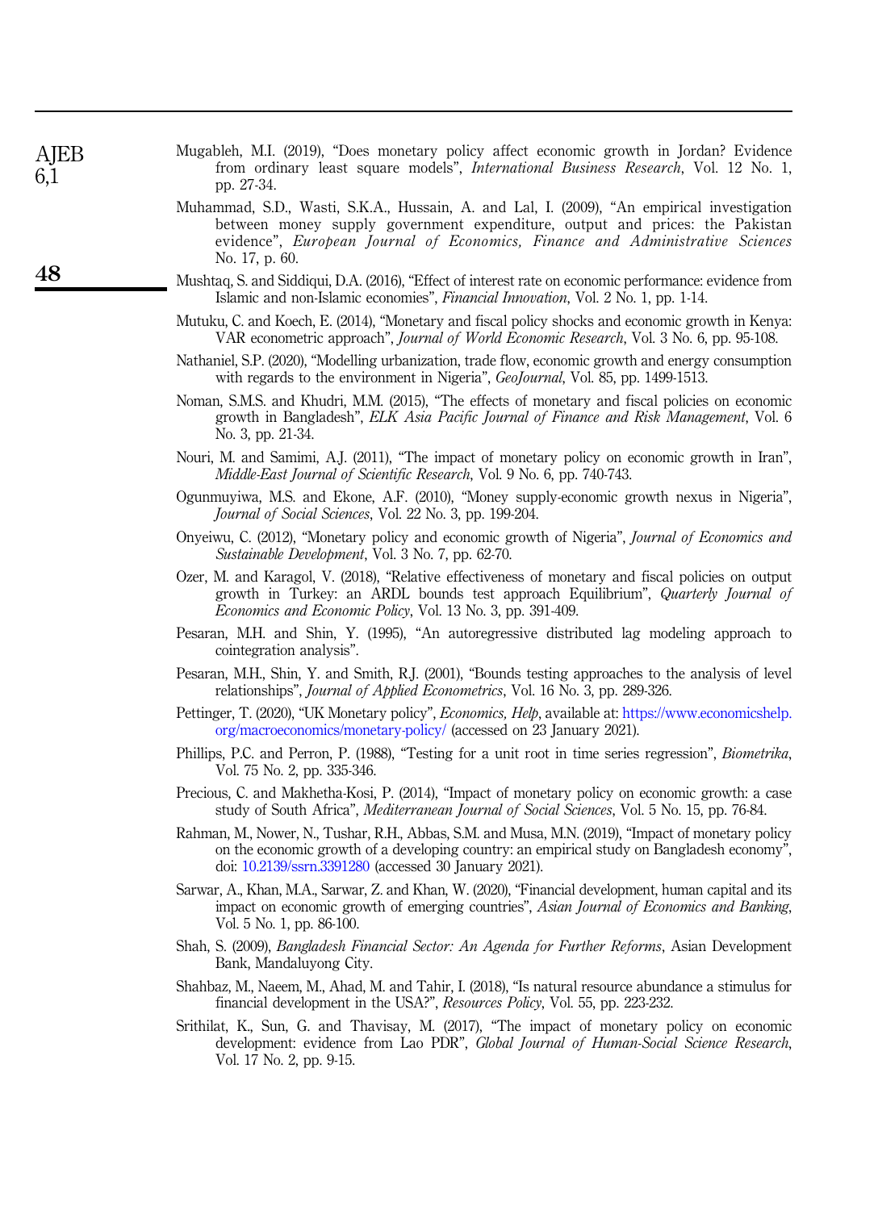Mugableh, M.I. (2019), "Does monetary policy affect economic growth in Jordan? Evidence from ordinary least square models", *International Business Research*, Vol. 12 No. 1, pp. 27-34.

Muhammad, S.D., Wasti, S.K.A., Hussain, A. and Lal, I. (2009), "An empirical investigation between money supply government expenditure, output and prices: the Pakistan evidence", *European Journal of Economics, Finance and Administrative Sciences* No. 17, p. 60.

Mushtaq, S. and Siddiqui, D.A. (2016), "Effect of interest rate on economic performance: evidence from Islamic and non-Islamic economies", *Financial Innovation*, Vol. 2 No. 1, pp. 1-14.

Mutuku, C. and Koech, E. (2014), "Monetary and fiscal policy shocks and economic growth in Kenya: VAR econometric approach", *Journal of World Economic Research*, Vol. 3 No. 6, pp. 95-108.

Nathaniel, S.P. (2020), "Modelling urbanization, trade flow, economic growth and energy consumption with regards to the environment in Nigeria", *GeoJournal*, Vol. 85, pp. 1499-1513.

Noman, S.M.S. and Khudri, M.M. (2015), "The effects of monetary and fiscal policies on economic growth in Bangladesh", *ELK Asia Pacific Journal of Finance and Risk Management*, Vol. 6 No. 3, pp. 21-34.

Nouri, M. and Samimi, A.J. (2011), "The impact of monetary policy on economic growth in Iran", *Middle-East Journal of Scientific Research*, Vol. 9 No. 6, pp. 740-743.

Ogunmuyiwa, M.S. and Ekone, A.F. (2010), "Money supply-economic growth nexus in Nigeria", *Journal of Social Sciences*, Vol. 22 No. 3, pp. 199-204.

Onyeiwu, C. (2012), "Monetary policy and economic growth of Nigeria", *Journal of Economics and Sustainable Development*, Vol. 3 No. 7, pp. 62-70.

Ozer, M. and Karagol, V. (2018), "Relative effectiveness of monetary and fiscal policies on output growth in Turkey: an ARDL bounds test approach Equilibrium", *Quarterly Journal of Economics and Economic Policy*, Vol. 13 No. 3, pp. 391-409.

Pesaran, M.H. and Shin, Y. (1995), "An autoregressive distributed lag modeling approach to cointegration analysis".

Pesaran, M.H., Shin, Y. and Smith, R.J. (2001), "Bounds testing approaches to the analysis of level relationships", *Journal of Applied Econometrics*, Vol. 16 No. 3, pp. 289-326.

Pettinger, T. (2020), "UK Monetary policy", *Economics, Help*, available at: https://www.economicshelp.org/macroeconomics/monetary-policy/ (accessed on 23 January 2021).

Phillips, P.C. and Perron, P. (1988), "Testing for a unit root in time series regression", *Biometrika*, Vol. 75 No. 2, pp. 335-346.

Precious, C. and Makhetha-Kosi, P. (2014), "Impact of monetary policy on economic growth: a case study of South Africa", *Mediterranean Journal of Social Sciences*, Vol. 5 No. 15, pp. 76-84.

Rahman, M., Nower, N., Tushar, R.H., Abbas, S.M. and Musa, M.N. (2019), "Impact of monetary policy on the economic growth of a developing country: an empirical study on Bangladesh economy", doi: 10.2139/ssrn.3391280 (accessed 30 January 2021).

Sarwar, A., Khan, M.A., Sarwar, Z. and Khan, W. (2020), "Financial development, human capital and its impact on economic growth of emerging countries", *Asian Journal of Economics and Banking*, Vol. 5 No. 1, pp. 86-100.

Shah, S. (2009), *Bangladesh Financial Sector: An Agenda for Further Reforms*, Asian Development Bank, Mandaluyong City.

Shahbaz, M., Naeem, M., Ahad, M. and Tahir, I. (2018), "Is natural resource abundance a stimulus for financial development in the USA?", *Resources Policy*, Vol. 55, pp. 223-232.

Srithilat, K., Sun, G. and Thavisay, M. (2017), "The impact of monetary policy on economic development: evidence from Lao PDR", *Global Journal of Human-Social Science Research*, Vol. 17 No. 2, pp. 9-15.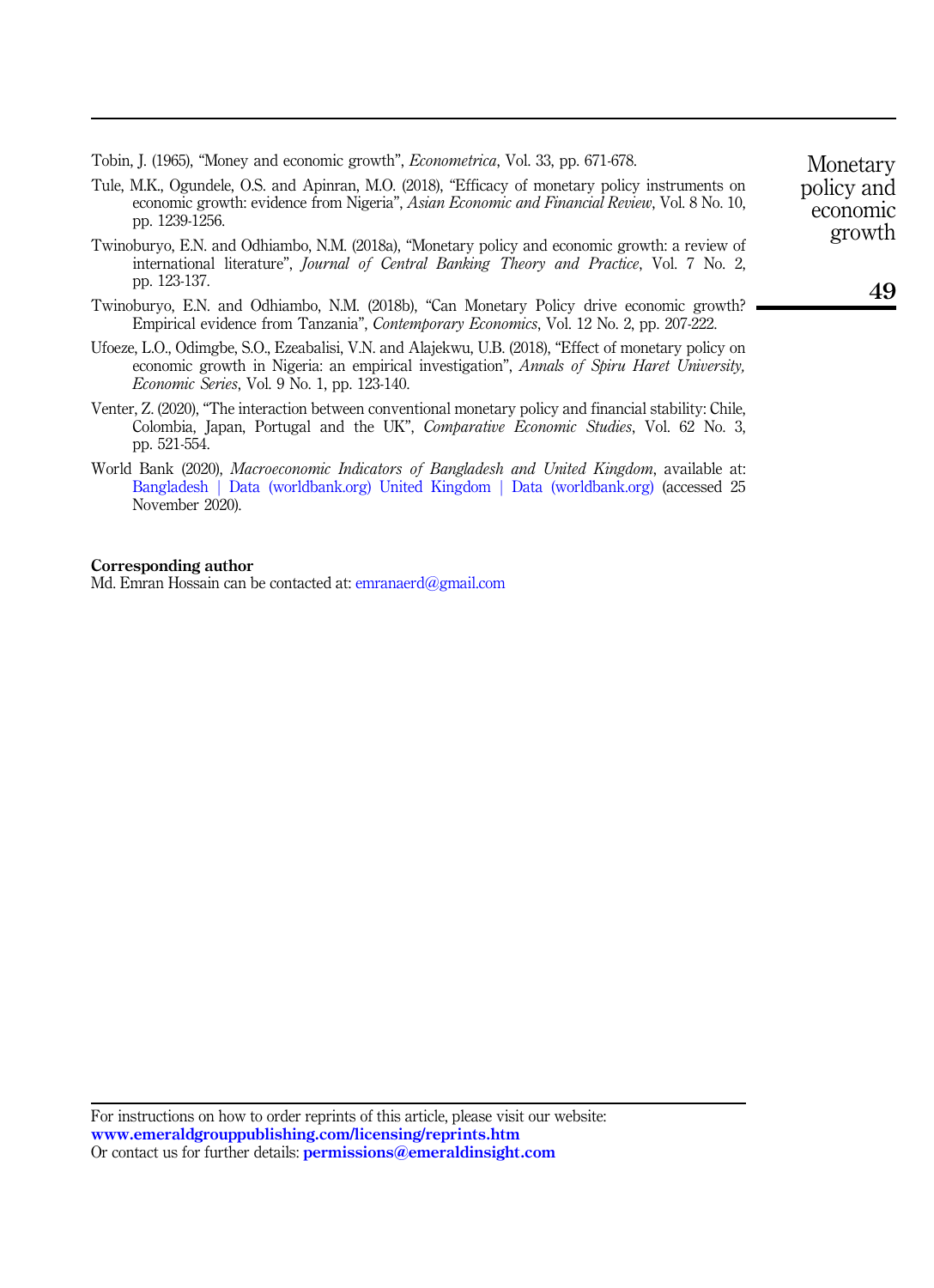Tobin, J. (1965), "Money and economic growth", *Econometrica*, Vol. 33, pp. 671-678.

Tule, M.K., Ogundele, O.S. and Apinran, M.O. (2018), "Efficacy of monetary policy instruments on economic growth: evidence from Nigeria", *Asian Economic and Financial Review*, Vol. 8 No. 10, pp. 1239-1256.

Twinoburyo, E.N. and Odhiambo, N.M. (2018a), "Monetary policy and economic growth: a review of international literature", *Journal of Central Banking Theory and Practice*, Vol. 7 No. 2, pp. 123-137.

Twinoburyo, E.N. and Odhiambo, N.M. (2018b), "Can Monetary Policy drive economic growth? Empirical evidence from Tanzania", *Contemporary Economics*, Vol. 12 No. 2, pp. 207-222.

Ufoeze, L.O., Odimgbe, S.O., Ezeabalisi, V.N. and Alajekwu, U.B. (2018), "Effect of monetary policy on economic growth in Nigeria: an empirical investigation", *Annals of Spiru Haret University, Economic Series*, Vol. 9 No. 1, pp. 123-140.

Venter, Z. (2020), "The interaction between conventional monetary policy and financial stability: Chile, Colombia, Japan, Portugal and the UK", *Comparative Economic Studies*, Vol. 62 No. 3, pp. 521-554.

World Bank (2020), *Macroeconomic Indicators of Bangladesh and United Kingdom*, available at: Bangladesh | Data (worldbank.org) United Kingdom | Data (worldbank.org) (accessed 25 November 2020).

**Corresponding author**
Md. Emran Hossain can be contacted at: emranaerd@gmail.com

For instructions on how to order reprints of this article, please visit our website:
**www.emeraldgrouppublishing.com/licensing/reprints.htm**
Or contact us for further details: **permissions@emeraldinsight.com**